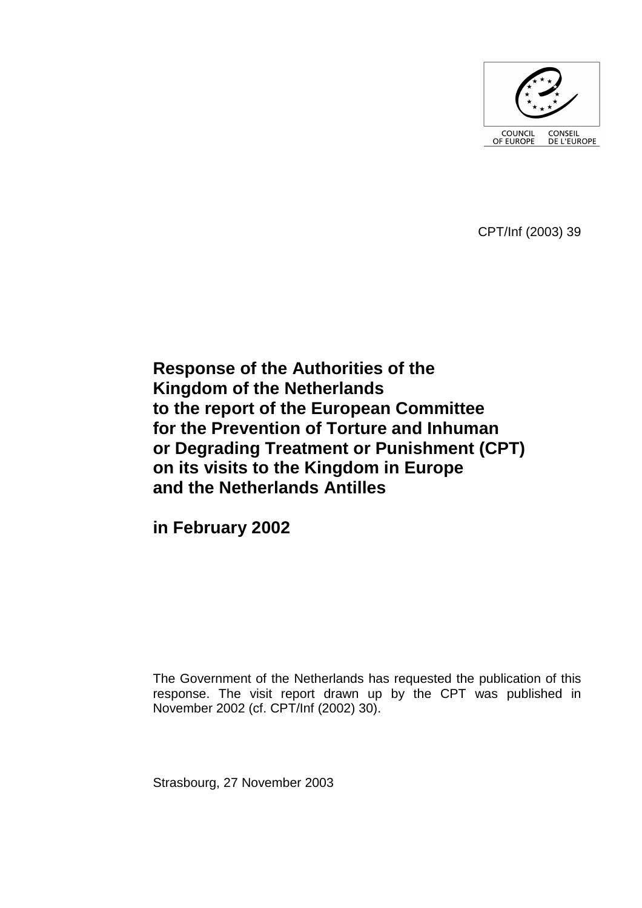COUNCIL OF EUROPE CONSEIL DE L'EUROPE

CPT/Inf (2003) 39

# Response of the Authorities of the Kingdom of the Netherlands to the report of the European Committee for the Prevention of Torture and Inhuman or Degrading Treatment or Punishment (CPT) on its visits to the Kingdom in Europe and the Netherlands Antilles

# in February 2002

The Government of the Netherlands has requested the publication of this response. The visit report drawn up by the CPT was published in November 2002 (cf. CPT/Inf (2002) 30).

Strasbourg, 27 November 2003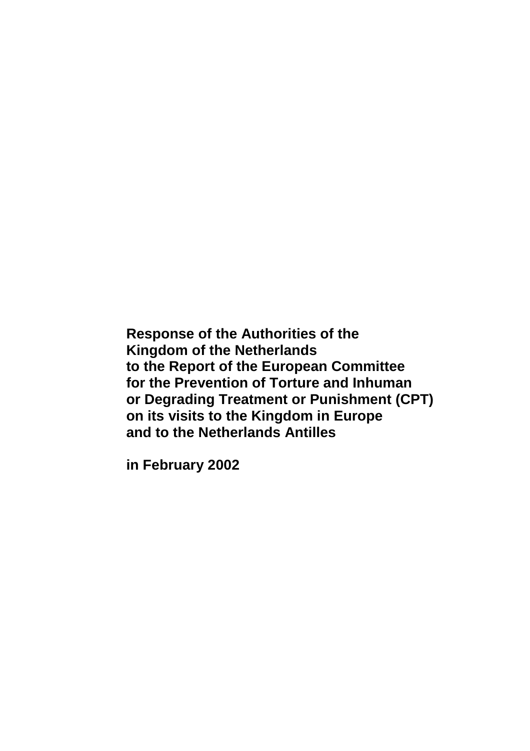**Response of the Authorities of the Kingdom of the Netherlands to the Report of the European Committee for the Prevention of Torture and Inhuman or Degrading Treatment or Punishment (CPT) on its visits to the Kingdom in Europe and to the Netherlands Antilles**

**in February 2002**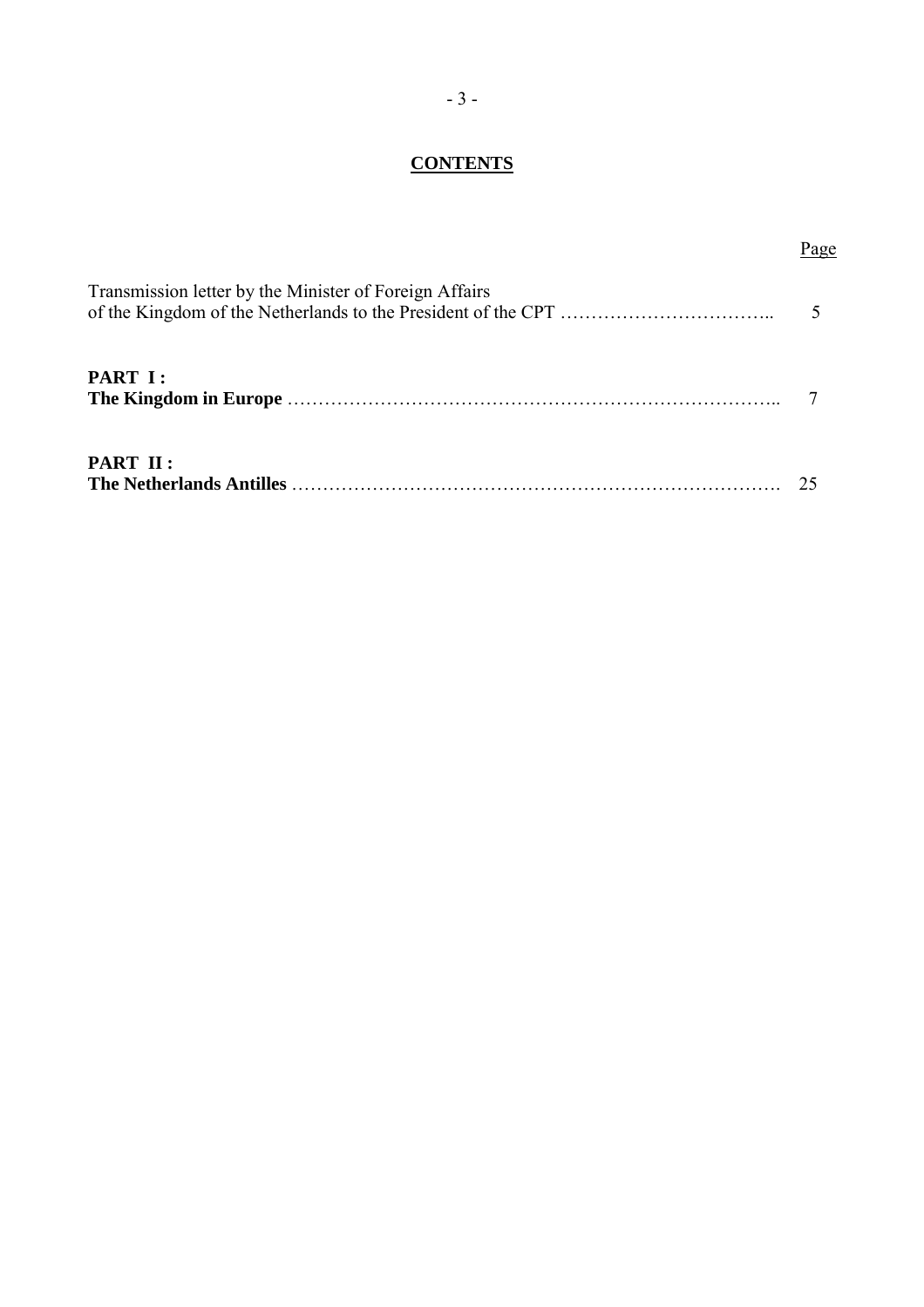# CONTENTS

| | Page |
|---|---|
| Transmission letter by the Minister of Foreign Affairs of the Kingdom of the Netherlands to the President of the CPT | 5 |
| **PART I :** **The Kingdom in Europe** | 7 |
| **PART II :** **The Netherlands Antilles** | 25 |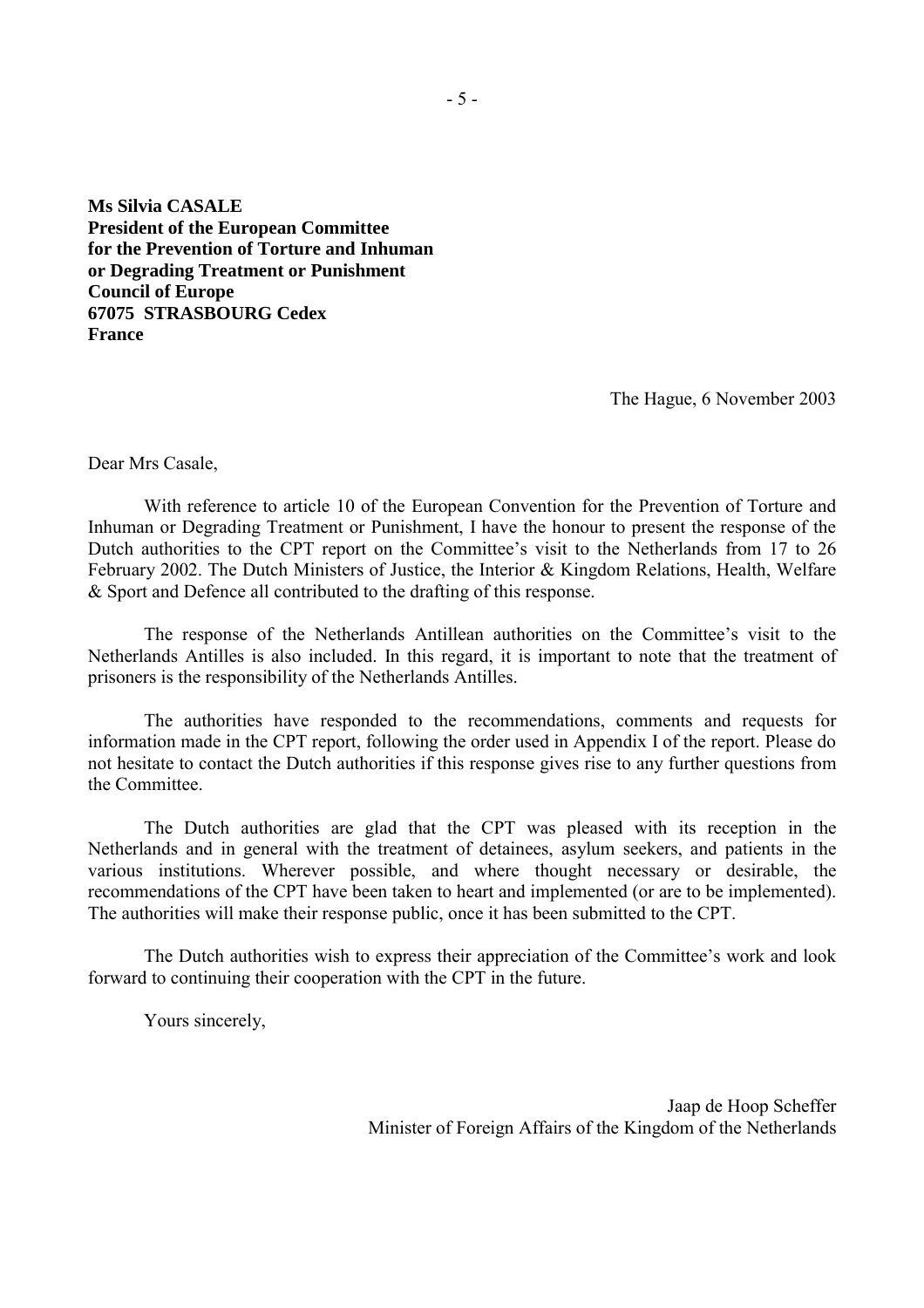**Ms Silvia CASALE**
**President of the European Committee**
**for the Prevention of Torture and Inhuman**
**or Degrading Treatment or Punishment**
**Council of Europe**
**67075 STRASBOURG Cedex**
**France**

The Hague, 6 November 2003

Dear Mrs Casale,

With reference to article 10 of the European Convention for the Prevention of Torture and Inhuman or Degrading Treatment or Punishment, I have the honour to present the response of the Dutch authorities to the CPT report on the Committee's visit to the Netherlands from 17 to 26 February 2002. The Dutch Ministers of Justice, the Interior & Kingdom Relations, Health, Welfare & Sport and Defence all contributed to the drafting of this response.

The response of the Netherlands Antillean authorities on the Committee's visit to the Netherlands Antilles is also included. In this regard, it is important to note that the treatment of prisoners is the responsibility of the Netherlands Antilles.

The authorities have responded to the recommendations, comments and requests for information made in the CPT report, following the order used in Appendix I of the report. Please do not hesitate to contact the Dutch authorities if this response gives rise to any further questions from the Committee.

The Dutch authorities are glad that the CPT was pleased with its reception in the Netherlands and in general with the treatment of detainees, asylum seekers, and patients in the various institutions. Wherever possible, and where thought necessary or desirable, the recommendations of the CPT have been taken to heart and implemented (or are to be implemented). The authorities will make their response public, once it has been submitted to the CPT.

The Dutch authorities wish to express their appreciation of the Committee's work and look forward to continuing their cooperation with the CPT in the future.

Yours sincerely,

Jaap de Hoop Scheffer
Minister of Foreign Affairs of the Kingdom of the Netherlands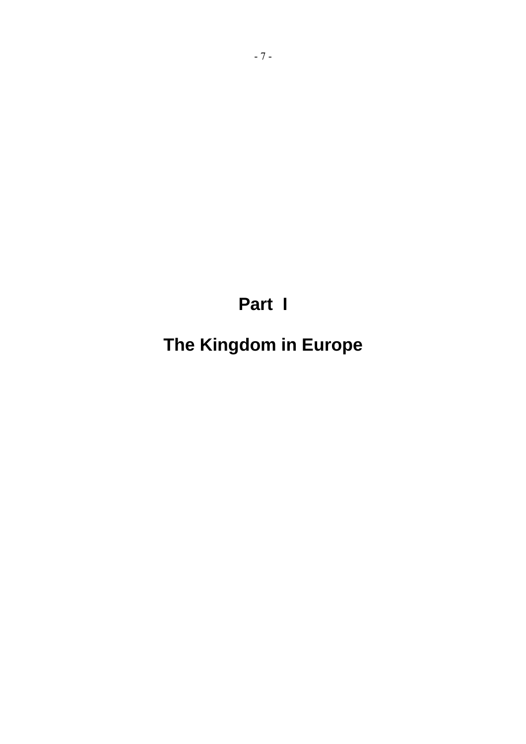# Part I

# The Kingdom in Europe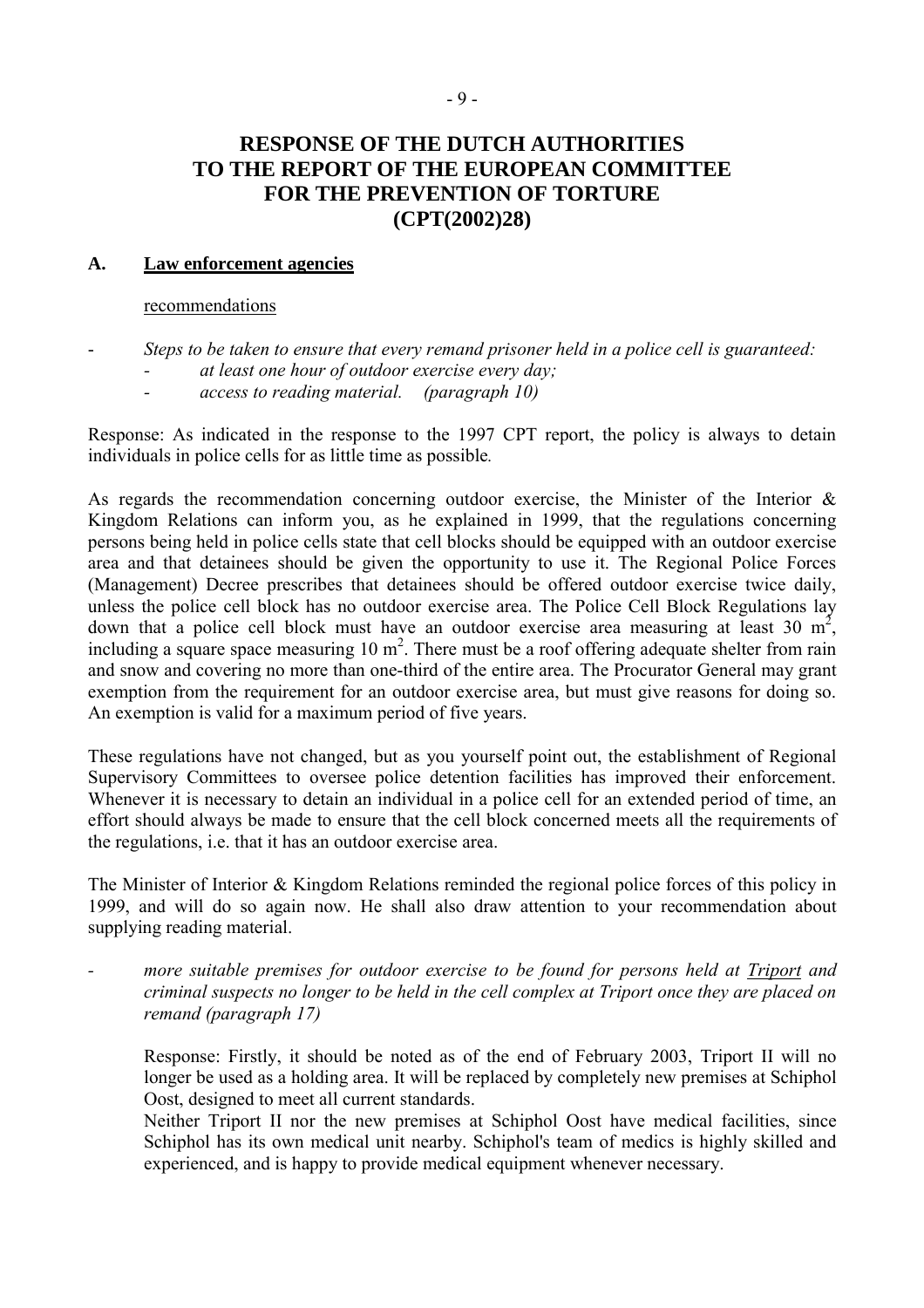# RESPONSE OF THE DUTCH AUTHORITIES TO THE REPORT OF THE EUROPEAN COMMITTEE FOR THE PREVENTION OF TORTURE (CPT(2002)28)

## A. Law enforcement agencies

recommendations

- *Steps to be taken to ensure that every remand prisoner held in a police cell is guaranteed:*
  - *at least one hour of outdoor exercise every day;*
  - *access to reading material. (paragraph 10)*

Response: As indicated in the response to the 1997 CPT report, the policy is always to detain individuals in police cells for as little time as possible.

As regards the recommendation concerning outdoor exercise, the Minister of the Interior & Kingdom Relations can inform you, as he explained in 1999, that the regulations concerning persons being held in police cells state that cell blocks should be equipped with an outdoor exercise area and that detainees should be given the opportunity to use it. The Regional Police Forces (Management) Decree prescribes that detainees should be offered outdoor exercise twice daily, unless the police cell block has no outdoor exercise area. The Police Cell Block Regulations lay down that a police cell block must have an outdoor exercise area measuring at least 30 $m^2$, including a square space measuring 10 $m^2$. There must be a roof offering adequate shelter from rain and snow and covering no more than one-third of the entire area. The Procurator General may grant exemption from the requirement for an outdoor exercise area, but must give reasons for doing so. An exemption is valid for a maximum period of five years.

These regulations have not changed, but as you yourself point out, the establishment of Regional Supervisory Committees to oversee police detention facilities has improved their enforcement. Whenever it is necessary to detain an individual in a police cell for an extended period of time, an effort should always be made to ensure that the cell block concerned meets all the requirements of the regulations, i.e. that it has an outdoor exercise area.

The Minister of Interior & Kingdom Relations reminded the regional police forces of this policy in 1999, and will do so again now. He shall also draw attention to your recommendation about supplying reading material.

- *more suitable premises for outdoor exercise to be found for persons held at Triport and criminal suspects no longer to be held in the cell complex at Triport once they are placed on remand (paragraph 17)*

  Response: Firstly, it should be noted as of the end of February 2003, Triport II will no longer be used as a holding area. It will be replaced by completely new premises at Schiphol Oost, designed to meet all current standards.

  Neither Triport II nor the new premises at Schiphol Oost have medical facilities, since Schiphol has its own medical unit nearby. Schiphol's team of medics is highly skilled and experienced, and is happy to provide medical equipment whenever necessary.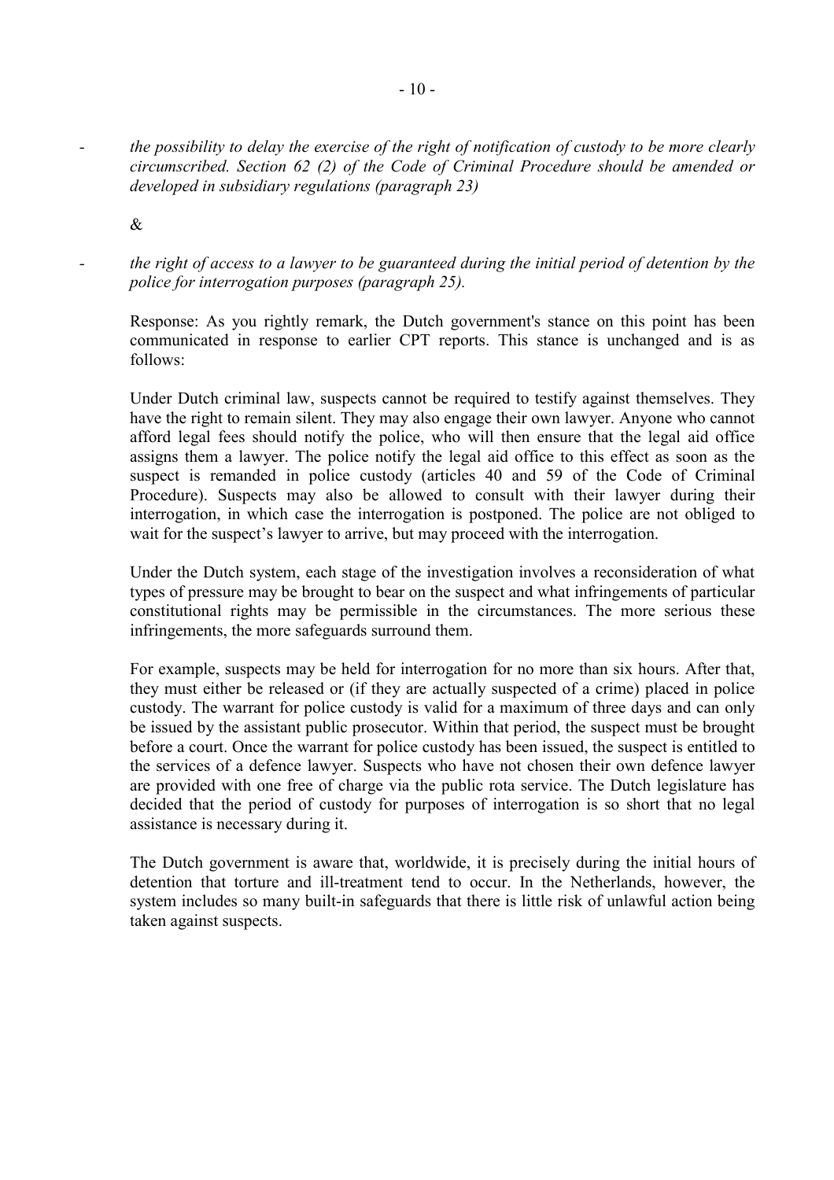- *the possibility to delay the exercise of the right of notification of custody to be more clearly circumscribed. Section 62 (2) of the Code of Criminal Procedure should be amended or developed in subsidiary regulations (paragraph 23)*

&

- *the right of access to a lawyer to be guaranteed during the initial period of detention by the police for interrogation purposes (paragraph 25).*

Response: As you rightly remark, the Dutch government's stance on this point has been communicated in response to earlier CPT reports. This stance is unchanged and is as follows:

Under Dutch criminal law, suspects cannot be required to testify against themselves. They have the right to remain silent. They may also engage their own lawyer. Anyone who cannot afford legal fees should notify the police, who will then ensure that the legal aid office assigns them a lawyer. The police notify the legal aid office to this effect as soon as the suspect is remanded in police custody (articles 40 and 59 of the Code of Criminal Procedure). Suspects may also be allowed to consult with their lawyer during their interrogation, in which case the interrogation is postponed. The police are not obliged to wait for the suspect's lawyer to arrive, but may proceed with the interrogation.

Under the Dutch system, each stage of the investigation involves a reconsideration of what types of pressure may be brought to bear on the suspect and what infringements of particular constitutional rights may be permissible in the circumstances. The more serious these infringements, the more safeguards surround them.

For example, suspects may be held for interrogation for no more than six hours. After that, they must either be released or (if they are actually suspected of a crime) placed in police custody. The warrant for police custody is valid for a maximum of three days and can only be issued by the assistant public prosecutor. Within that period, the suspect must be brought before a court. Once the warrant for police custody has been issued, the suspect is entitled to the services of a defence lawyer. Suspects who have not chosen their own defence lawyer are provided with one free of charge via the public rota service. The Dutch legislature has decided that the period of custody for purposes of interrogation is so short that no legal assistance is necessary during it.

The Dutch government is aware that, worldwide, it is precisely during the initial hours of detention that torture and ill-treatment tend to occur. In the Netherlands, however, the system includes so many built-in safeguards that there is little risk of unlawful action being taken against suspects.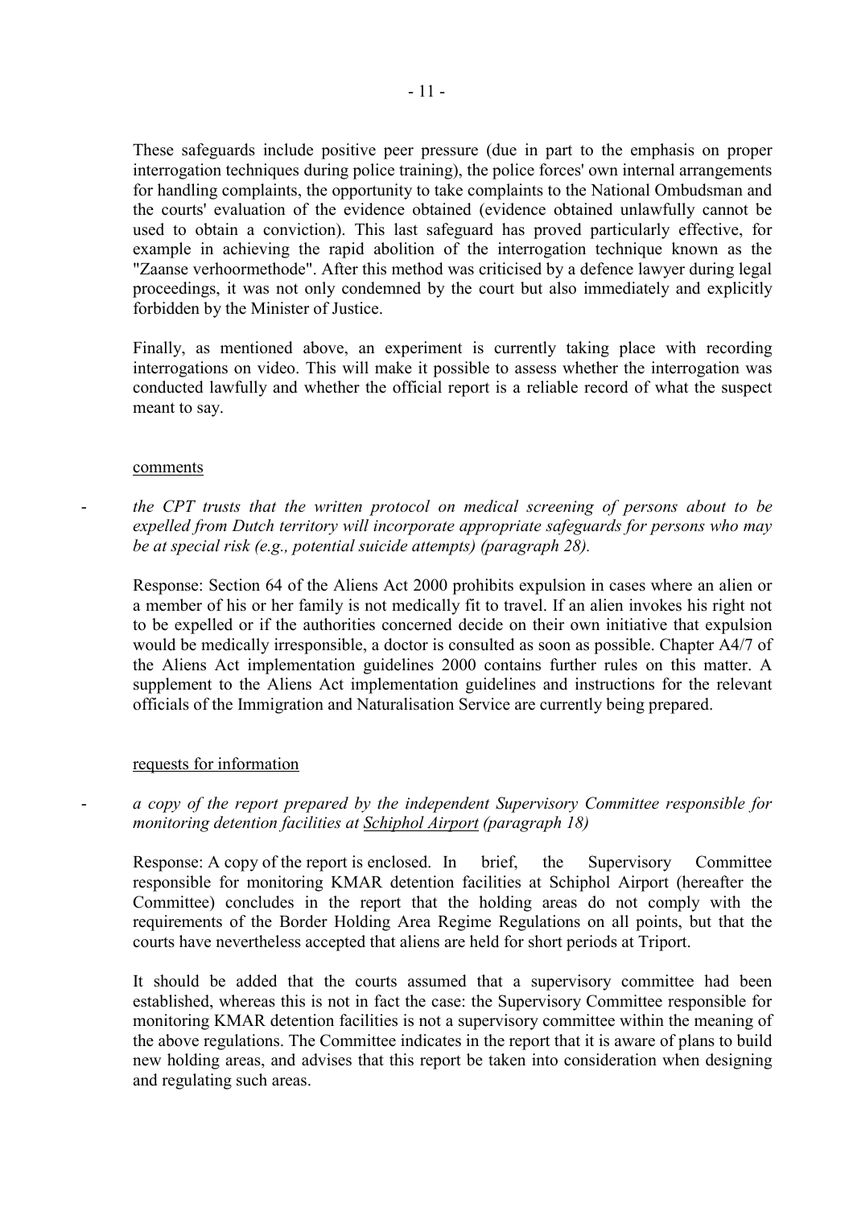These safeguards include positive peer pressure (due in part to the emphasis on proper interrogation techniques during police training), the police forces' own internal arrangements for handling complaints, the opportunity to take complaints to the National Ombudsman and the courts' evaluation of the evidence obtained (evidence obtained unlawfully cannot be used to obtain a conviction). This last safeguard has proved particularly effective, for example in achieving the rapid abolition of the interrogation technique known as the "Zaanse verhoormethode". After this method was criticised by a defence lawyer during legal proceedings, it was not only condemned by the court but also immediately and explicitly forbidden by the Minister of Justice.

Finally, as mentioned above, an experiment is currently taking place with recording interrogations on video. This will make it possible to assess whether the interrogation was conducted lawfully and whether the official report is a reliable record of what the suspect meant to say.

comments

- *the CPT trusts that the written protocol on medical screening of persons about to be expelled from Dutch territory will incorporate appropriate safeguards for persons who may be at special risk (e.g., potential suicide attempts) (paragraph 28).*

  Response: Section 64 of the Aliens Act 2000 prohibits expulsion in cases where an alien or a member of his or her family is not medically fit to travel. If an alien invokes his right not to be expelled or if the authorities concerned decide on their own initiative that expulsion would be medically irresponsible, a doctor is consulted as soon as possible. Chapter A4/7 of the Aliens Act implementation guidelines 2000 contains further rules on this matter. A supplement to the Aliens Act implementation guidelines and instructions for the relevant officials of the Immigration and Naturalisation Service are currently being prepared.

requests for information

- *a copy of the report prepared by the independent Supervisory Committee responsible for monitoring detention facilities at Schiphol Airport (paragraph 18)*

  Response: A copy of the report is enclosed. In brief, the Supervisory Committee responsible for monitoring KMAR detention facilities at Schiphol Airport (hereafter the Committee) concludes in the report that the holding areas do not comply with the requirements of the Border Holding Area Regime Regulations on all points, but that the courts have nevertheless accepted that aliens are held for short periods at Triport.

  It should be added that the courts assumed that a supervisory committee had been established, whereas this is not in fact the case: the Supervisory Committee responsible for monitoring KMAR detention facilities is not a supervisory committee within the meaning of the above regulations. The Committee indicates in the report that it is aware of plans to build new holding areas, and advises that this report be taken into consideration when designing and regulating such areas.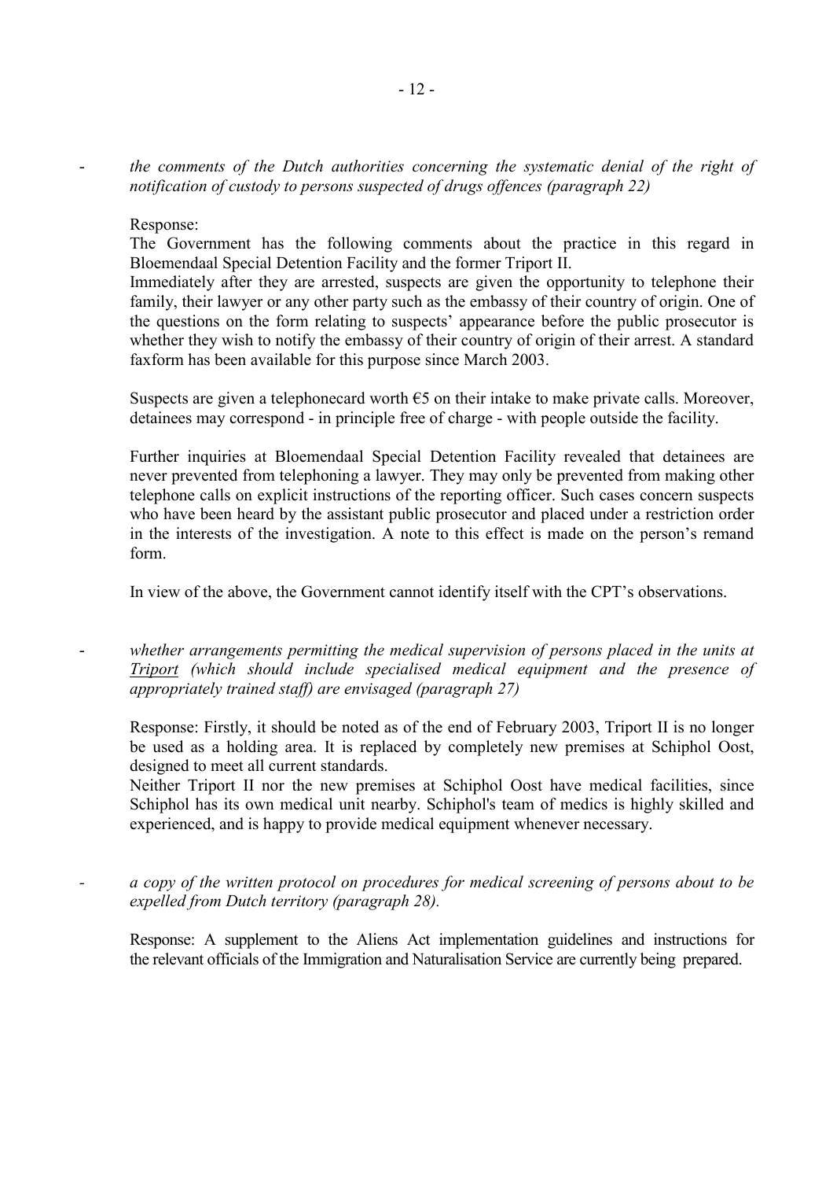- *the comments of the Dutch authorities concerning the systematic denial of the right of notification of custody to persons suspected of drugs offences (paragraph 22)*

Response:
The Government has the following comments about the practice in this regard in Bloemendaal Special Detention Facility and the former Triport II.
Immediately after they are arrested, suspects are given the opportunity to telephone their family, their lawyer or any other party such as the embassy of their country of origin. One of the questions on the form relating to suspects' appearance before the public prosecutor is whether they wish to notify the embassy of their country of origin of their arrest. A standard faxform has been available for this purpose since March 2003.

Suspects are given a telephonecard worth €5 on their intake to make private calls. Moreover, detainees may correspond - in principle free of charge - with people outside the facility.

Further inquiries at Bloemendaal Special Detention Facility revealed that detainees are never prevented from telephoning a lawyer. They may only be prevented from making other telephone calls on explicit instructions of the reporting officer. Such cases concern suspects who have been heard by the assistant public prosecutor and placed under a restriction order in the interests of the investigation. A note to this effect is made on the person's remand form.

In view of the above, the Government cannot identify itself with the CPT's observations.

- *whether arrangements permitting the medical supervision of persons placed in the units at Triport (which should include specialised medical equipment and the presence of appropriately trained staff) are envisaged (paragraph 27)*

Response: Firstly, it should be noted as of the end of February 2003, Triport II is no longer be used as a holding area. It is replaced by completely new premises at Schiphol Oost, designed to meet all current standards.
Neither Triport II nor the new premises at Schiphol Oost have medical facilities, since Schiphol has its own medical unit nearby. Schiphol's team of medics is highly skilled and experienced, and is happy to provide medical equipment whenever necessary.

- *a copy of the written protocol on procedures for medical screening of persons about to be expelled from Dutch territory (paragraph 28).*

Response: A supplement to the Aliens Act implementation guidelines and instructions for the relevant officials of the Immigration and Naturalisation Service are currently being prepared.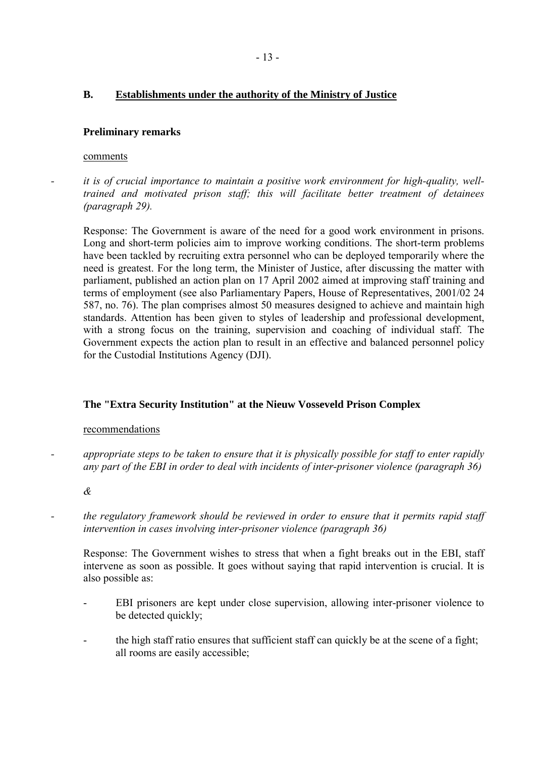## B. Establishments under the authority of the Ministry of Justice

### Preliminary remarks

comments

- *it is of crucial importance to maintain a positive work environment for high-quality, well-trained and motivated prison staff; this will facilitate better treatment of detainees (paragraph 29).*

  Response: The Government is aware of the need for a good work environment in prisons. Long and short-term policies aim to improve working conditions. The short-term problems have been tackled by recruiting extra personnel who can be deployed temporarily where the need is greatest. For the long term, the Minister of Justice, after discussing the matter with parliament, published an action plan on 17 April 2002 aimed at improving staff training and terms of employment (see also Parliamentary Papers, House of Representatives, 2001/02 24 587, no. 76). The plan comprises almost 50 measures designed to achieve and maintain high standards. Attention has been given to styles of leadership and professional development, with a strong focus on the training, supervision and coaching of individual staff. The Government expects the action plan to result in an effective and balanced personnel policy for the Custodial Institutions Agency (DJI).

### The "Extra Security Institution" at the Nieuw Vosseveld Prison Complex

recommendations

- *appropriate steps to be taken to ensure that it is physically possible for staff to enter rapidly any part of the EBI in order to deal with incidents of inter-prisoner violence (paragraph 36)*

  *&*

- *the regulatory framework should be reviewed in order to ensure that it permits rapid staff intervention in cases involving inter-prisoner violence (paragraph 36)*

  Response: The Government wishes to stress that when a fight breaks out in the EBI, staff intervene as soon as possible. It goes without saying that rapid intervention is crucial. It is also possible as:

  - EBI prisoners are kept under close supervision, allowing inter-prisoner violence to be detected quickly;
  - the high staff ratio ensures that sufficient staff can quickly be at the scene of a fight; all rooms are easily accessible;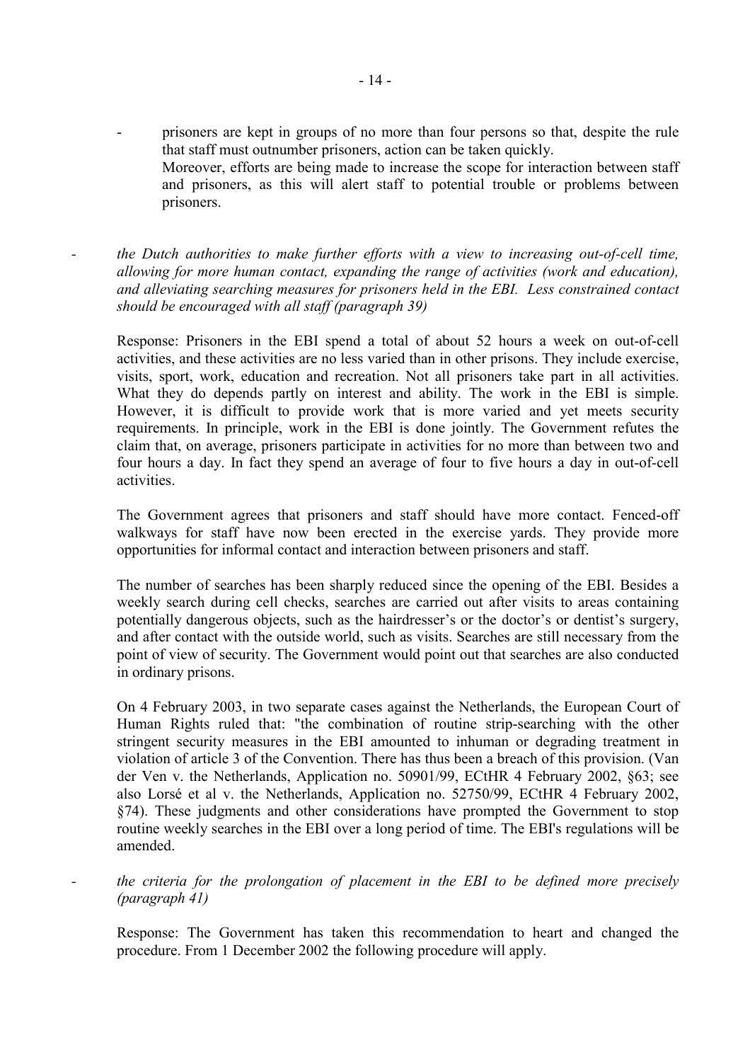- prisoners are kept in groups of no more than four persons so that, despite the rule that staff must outnumber prisoners, action can be taken quickly.
  Moreover, efforts are being made to increase the scope for interaction between staff and prisoners, as this will alert staff to potential trouble or problems between prisoners.

- *the Dutch authorities to make further efforts with a view to increasing out-of-cell time, allowing for more human contact, expanding the range of activities (work and education), and alleviating searching measures for prisoners held in the EBI. Less constrained contact should be encouraged with all staff (paragraph 39)*

  Response: Prisoners in the EBI spend a total of about 52 hours a week on out-of-cell activities, and these activities are no less varied than in other prisons. They include exercise, visits, sport, work, education and recreation. Not all prisoners take part in all activities. What they do depends partly on interest and ability. The work in the EBI is simple. However, it is difficult to provide work that is more varied and yet meets security requirements. In principle, work in the EBI is done jointly. The Government refutes the claim that, on average, prisoners participate in activities for no more than between two and four hours a day. In fact they spend an average of four to five hours a day in out-of-cell activities.

  The Government agrees that prisoners and staff should have more contact. Fenced-off walkways for staff have now been erected in the exercise yards. They provide more opportunities for informal contact and interaction between prisoners and staff.

  The number of searches has been sharply reduced since the opening of the EBI. Besides a weekly search during cell checks, searches are carried out after visits to areas containing potentially dangerous objects, such as the hairdresser's or the doctor's or dentist's surgery, and after contact with the outside world, such as visits. Searches are still necessary from the point of view of security. The Government would point out that searches are also conducted in ordinary prisons.

  On 4 February 2003, in two separate cases against the Netherlands, the European Court of Human Rights ruled that: "the combination of routine strip-searching with the other stringent security measures in the EBI amounted to inhuman or degrading treatment in violation of article 3 of the Convention. There has thus been a breach of this provision. (Van der Ven v. the Netherlands, Application no. 50901/99, ECtHR 4 February 2002, §63; see also Lorsé et al v. the Netherlands, Application no. 52750/99, ECtHR 4 February 2002, §74). These judgments and other considerations have prompted the Government to stop routine weekly searches in the EBI over a long period of time. The EBI's regulations will be amended.

- *the criteria for the prolongation of placement in the EBI to be defined more precisely (paragraph 41)*

  Response: The Government has taken this recommendation to heart and changed the procedure. From 1 December 2002 the following procedure will apply.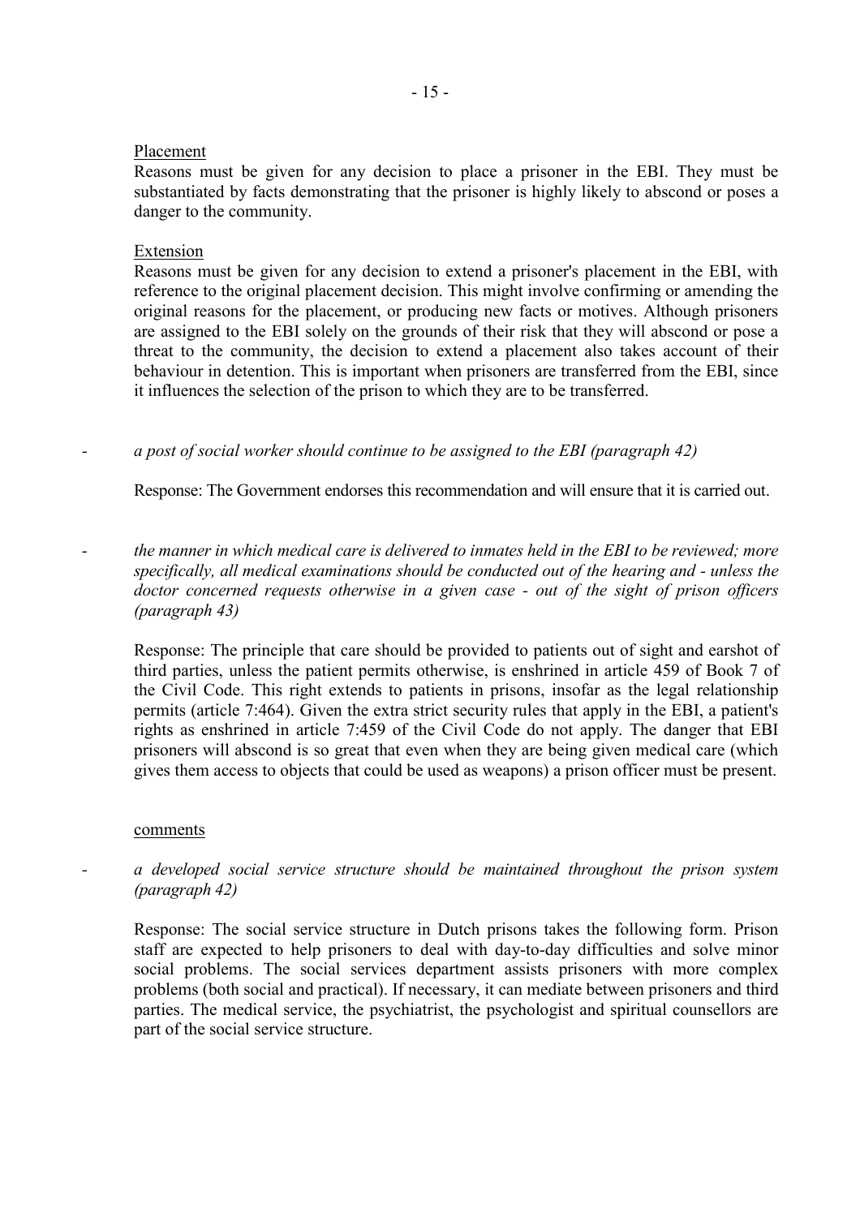Placement

Reasons must be given for any decision to place a prisoner in the EBI. They must be substantiated by facts demonstrating that the prisoner is highly likely to abscond or poses a danger to the community.

Extension

Reasons must be given for any decision to extend a prisoner's placement in the EBI, with reference to the original placement decision. This might involve confirming or amending the original reasons for the placement, or producing new facts or motives. Although prisoners are assigned to the EBI solely on the grounds of their risk that they will abscond or pose a threat to the community, the decision to extend a placement also takes account of their behaviour in detention. This is important when prisoners are transferred from the EBI, since it influences the selection of the prison to which they are to be transferred.

- *a post of social worker should continue to be assigned to the EBI (paragraph 42)*

  Response: The Government endorses this recommendation and will ensure that it is carried out.

- *the manner in which medical care is delivered to inmates held in the EBI to be reviewed; more specifically, all medical examinations should be conducted out of the hearing and - unless the doctor concerned requests otherwise in a given case - out of the sight of prison officers (paragraph 43)*

  Response: The principle that care should be provided to patients out of sight and earshot of third parties, unless the patient permits otherwise, is enshrined in article 459 of Book 7 of the Civil Code. This right extends to patients in prisons, insofar as the legal relationship permits (article 7:464). Given the extra strict security rules that apply in the EBI, a patient's rights as enshrined in article 7:459 of the Civil Code do not apply. The danger that EBI prisoners will abscond is so great that even when they are being given medical care (which gives them access to objects that could be used as weapons) a prison officer must be present.

comments

- *a developed social service structure should be maintained throughout the prison system (paragraph 42)*

  Response: The social service structure in Dutch prisons takes the following form. Prison staff are expected to help prisoners to deal with day-to-day difficulties and solve minor social problems. The social services department assists prisoners with more complex problems (both social and practical). If necessary, it can mediate between prisoners and third parties. The medical service, the psychiatrist, the psychologist and spiritual counsellors are part of the social service structure.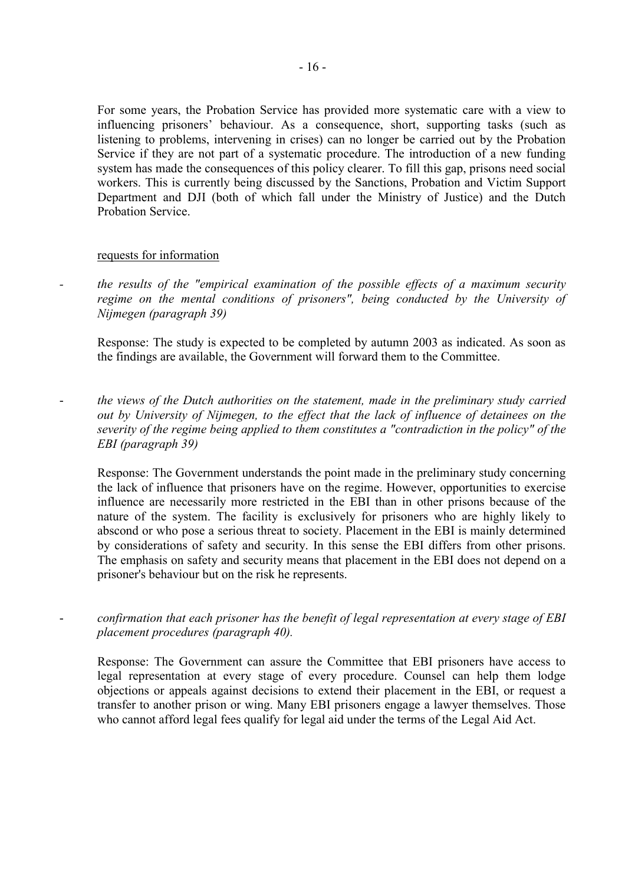For some years, the Probation Service has provided more systematic care with a view to influencing prisoners' behaviour. As a consequence, short, supporting tasks (such as listening to problems, intervening in crises) can no longer be carried out by the Probation Service if they are not part of a systematic procedure. The introduction of a new funding system has made the consequences of this policy clearer. To fill this gap, prisons need social workers. This is currently being discussed by the Sanctions, Probation and Victim Support Department and DJI (both of which fall under the Ministry of Justice) and the Dutch Probation Service.

<u>requests for information</u>

- *the results of the "empirical examination of the possible effects of a maximum security regime on the mental conditions of prisoners", being conducted by the University of Nijmegen (paragraph 39)*

  Response: The study is expected to be completed by autumn 2003 as indicated. As soon as the findings are available, the Government will forward them to the Committee.

- *the views of the Dutch authorities on the statement, made in the preliminary study carried out by University of Nijmegen, to the effect that the lack of influence of detainees on the severity of the regime being applied to them constitutes a "contradiction in the policy" of the EBI (paragraph 39)*

  Response: The Government understands the point made in the preliminary study concerning the lack of influence that prisoners have on the regime. However, opportunities to exercise influence are necessarily more restricted in the EBI than in other prisons because of the nature of the system. The facility is exclusively for prisoners who are highly likely to abscond or who pose a serious threat to society. Placement in the EBI is mainly determined by considerations of safety and security. In this sense the EBI differs from other prisons. The emphasis on safety and security means that placement in the EBI does not depend on a prisoner's behaviour but on the risk he represents.

- *confirmation that each prisoner has the benefit of legal representation at every stage of EBI placement procedures (paragraph 40).*

  Response: The Government can assure the Committee that EBI prisoners have access to legal representation at every stage of every procedure. Counsel can help them lodge objections or appeals against decisions to extend their placement in the EBI, or request a transfer to another prison or wing. Many EBI prisoners engage a lawyer themselves. Those who cannot afford legal fees qualify for legal aid under the terms of the Legal Aid Act.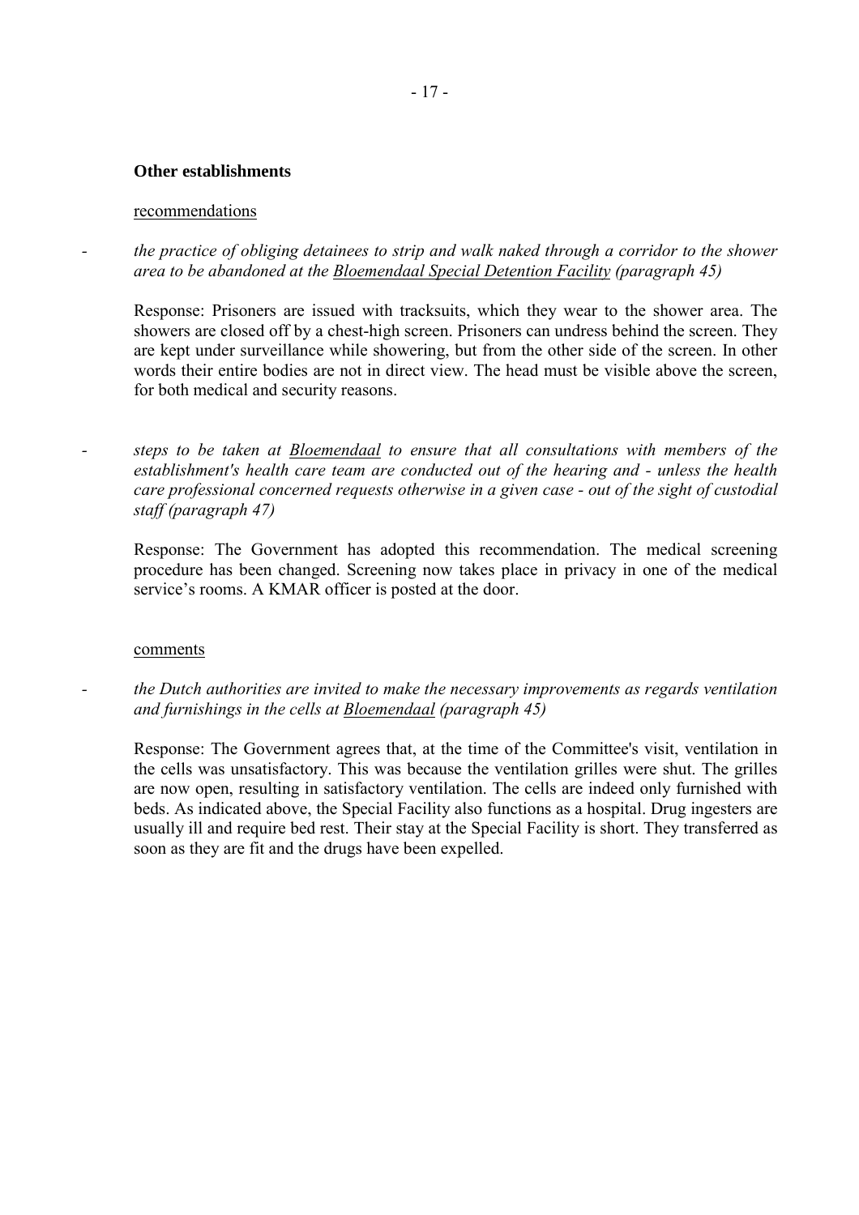**Other establishments**

recommendations

- *the practice of obliging detainees to strip and walk naked through a corridor to the shower area to be abandoned at the Bloemendaal Special Detention Facility (paragraph 45)*

  Response: Prisoners are issued with tracksuits, which they wear to the shower area. The showers are closed off by a chest-high screen. Prisoners can undress behind the screen. They are kept under surveillance while showering, but from the other side of the screen. In other words their entire bodies are not in direct view. The head must be visible above the screen, for both medical and security reasons.

- *steps to be taken at Bloemendaal to ensure that all consultations with members of the establishment's health care team are conducted out of the hearing and - unless the health care professional concerned requests otherwise in a given case - out of the sight of custodial staff (paragraph 47)*

  Response: The Government has adopted this recommendation. The medical screening procedure has been changed. Screening now takes place in privacy in one of the medical service's rooms. A KMAR officer is posted at the door.

comments

- *the Dutch authorities are invited to make the necessary improvements as regards ventilation and furnishings in the cells at Bloemendaal (paragraph 45)*

  Response: The Government agrees that, at the time of the Committee's visit, ventilation in the cells was unsatisfactory. This was because the ventilation grilles were shut. The grilles are now open, resulting in satisfactory ventilation. The cells are indeed only furnished with beds. As indicated above, the Special Facility also functions as a hospital. Drug ingesters are usually ill and require bed rest. Their stay at the Special Facility is short. They transferred as soon as they are fit and the drugs have been expelled.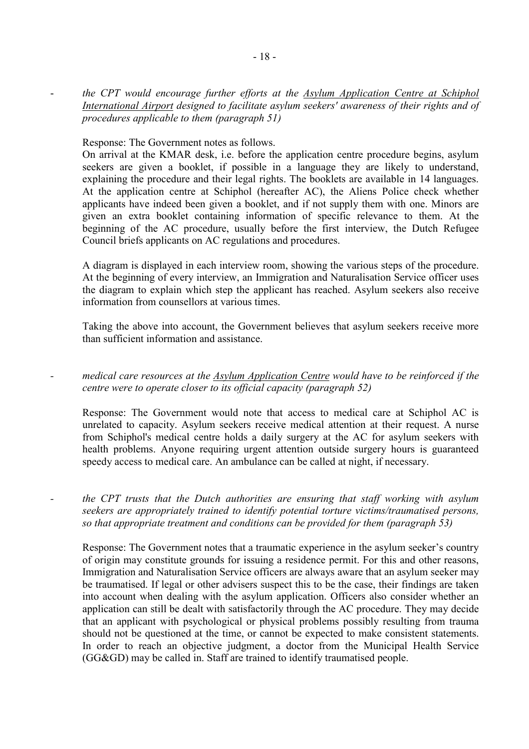- *the CPT would encourage further efforts at the Asylum Application Centre at Schiphol International Airport designed to facilitate asylum seekers' awareness of their rights and of procedures applicable to them (paragraph 51)*

  Response: The Government notes as follows.
  On arrival at the KMAR desk, i.e. before the application centre procedure begins, asylum seekers are given a booklet, if possible in a language they are likely to understand, explaining the procedure and their legal rights. The booklets are available in 14 languages. At the application centre at Schiphol (hereafter AC), the Aliens Police check whether applicants have indeed been given a booklet, and if not supply them with one. Minors are given an extra booklet containing information of specific relevance to them. At the beginning of the AC procedure, usually before the first interview, the Dutch Refugee Council briefs applicants on AC regulations and procedures.

  A diagram is displayed in each interview room, showing the various steps of the procedure. At the beginning of every interview, an Immigration and Naturalisation Service officer uses the diagram to explain which step the applicant has reached. Asylum seekers also receive information from counsellors at various times.

  Taking the above into account, the Government believes that asylum seekers receive more than sufficient information and assistance.

- *medical care resources at the Asylum Application Centre would have to be reinforced if the centre were to operate closer to its official capacity (paragraph 52)*

  Response: The Government would note that access to medical care at Schiphol AC is unrelated to capacity. Asylum seekers receive medical attention at their request. A nurse from Schiphol's medical centre holds a daily surgery at the AC for asylum seekers with health problems. Anyone requiring urgent attention outside surgery hours is guaranteed speedy access to medical care. An ambulance can be called at night, if necessary.

- *the CPT trusts that the Dutch authorities are ensuring that staff working with asylum seekers are appropriately trained to identify potential torture victims/traumatised persons, so that appropriate treatment and conditions can be provided for them (paragraph 53)*

  Response: The Government notes that a traumatic experience in the asylum seeker's country of origin may constitute grounds for issuing a residence permit. For this and other reasons, Immigration and Naturalisation Service officers are always aware that an asylum seeker may be traumatised. If legal or other advisers suspect this to be the case, their findings are taken into account when dealing with the asylum application. Officers also consider whether an application can still be dealt with satisfactorily through the AC procedure. They may decide that an applicant with psychological or physical problems possibly resulting from trauma should not be questioned at the time, or cannot be expected to make consistent statements. In order to reach an objective judgment, a doctor from the Municipal Health Service (GG&GD) may be called in. Staff are trained to identify traumatised people.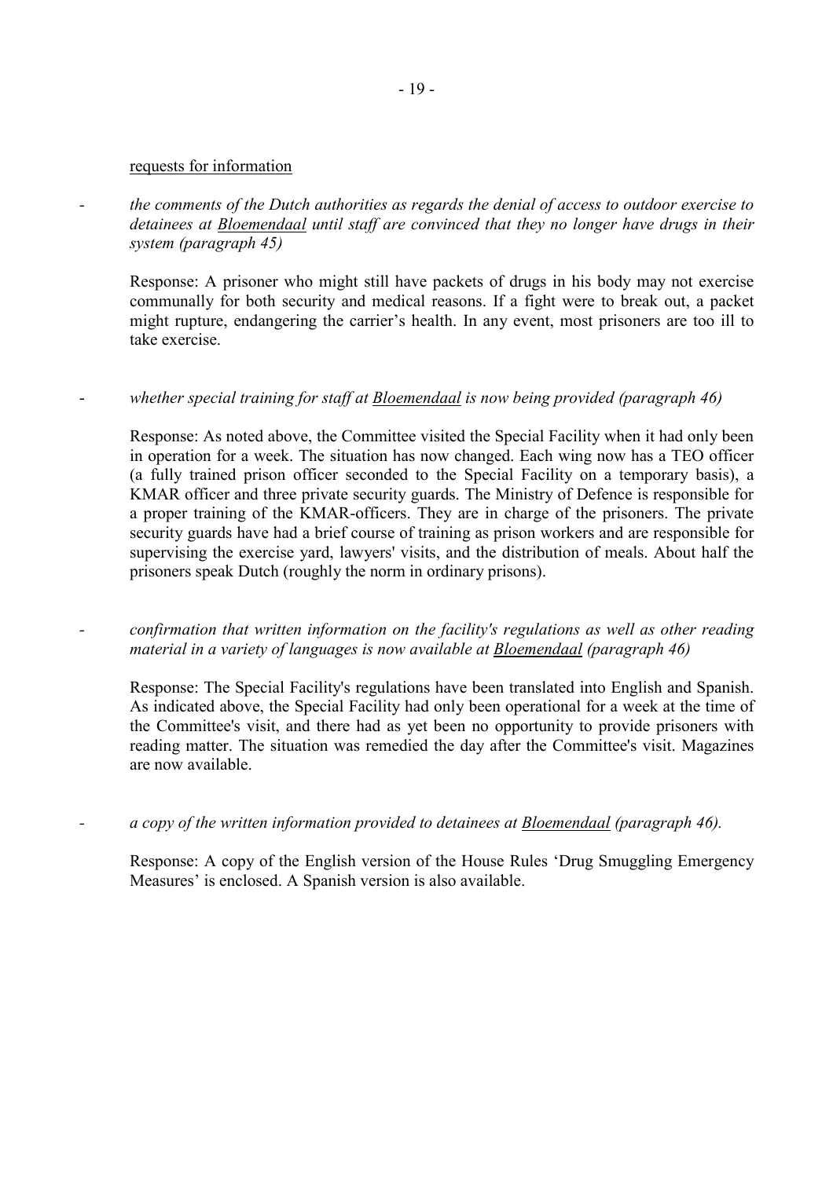<u>requests for information</u>

- *the comments of the Dutch authorities as regards the denial of access to outdoor exercise to detainees at <u>Bloemendaal</u> until staff are convinced that they no longer have drugs in their system (paragraph 45)*

  Response: A prisoner who might still have packets of drugs in his body may not exercise communally for both security and medical reasons. If a fight were to break out, a packet might rupture, endangering the carrier's health. In any event, most prisoners are too ill to take exercise.

- *whether special training for staff at <u>Bloemendaal</u> is now being provided (paragraph 46)*

  Response: As noted above, the Committee visited the Special Facility when it had only been in operation for a week. The situation has now changed. Each wing now has a TEO officer (a fully trained prison officer seconded to the Special Facility on a temporary basis), a KMAR officer and three private security guards. The Ministry of Defence is responsible for a proper training of the KMAR-officers. They are in charge of the prisoners. The private security guards have had a brief course of training as prison workers and are responsible for supervising the exercise yard, lawyers' visits, and the distribution of meals. About half the prisoners speak Dutch (roughly the norm in ordinary prisons).

- *confirmation that written information on the facility's regulations as well as other reading material in a variety of languages is now available at <u>Bloemendaal</u> (paragraph 46)*

  Response: The Special Facility's regulations have been translated into English and Spanish. As indicated above, the Special Facility had only been operational for a week at the time of the Committee's visit, and there had as yet been no opportunity to provide prisoners with reading matter. The situation was remedied the day after the Committee's visit. Magazines are now available.

- *a copy of the written information provided to detainees at <u>Bloemendaal</u> (paragraph 46).*

  Response: A copy of the English version of the House Rules 'Drug Smuggling Emergency Measures' is enclosed. A Spanish version is also available.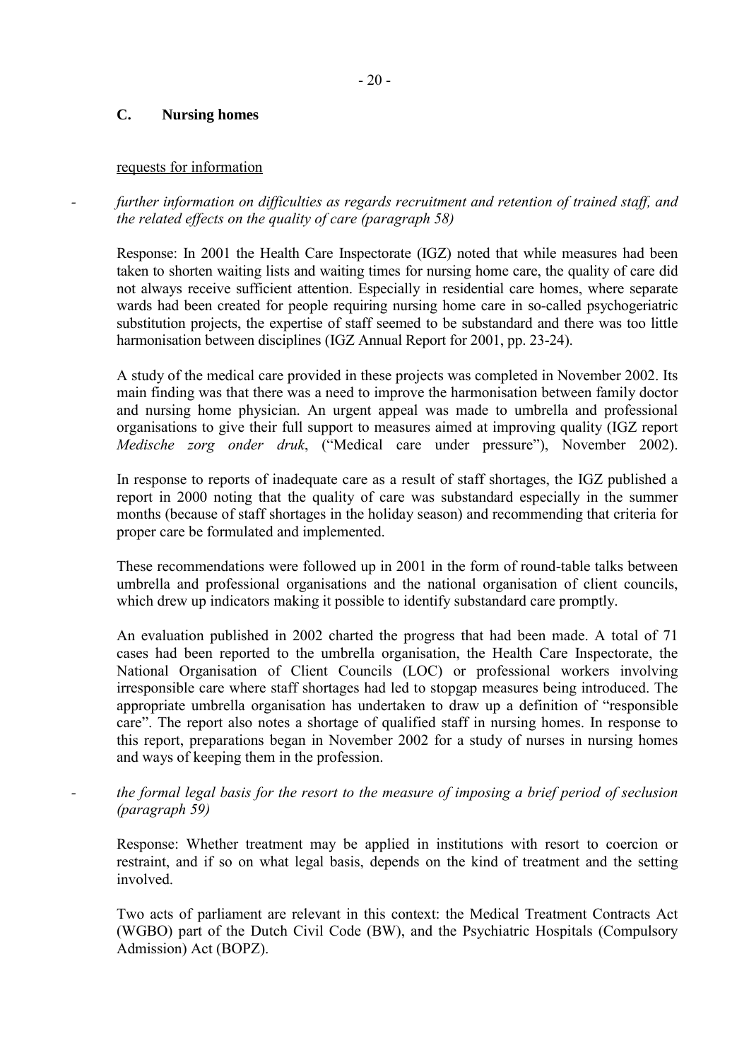## C. Nursing homes

requests for information

- *further information on difficulties as regards recruitment and retention of trained staff, and the related effects on the quality of care (paragraph 58)*

Response: In 2001 the Health Care Inspectorate (IGZ) noted that while measures had been taken to shorten waiting lists and waiting times for nursing home care, the quality of care did not always receive sufficient attention. Especially in residential care homes, where separate wards had been created for people requiring nursing home care in so-called psychogeriatric substitution projects, the expertise of staff seemed to be substandard and there was too little harmonisation between disciplines (IGZ Annual Report for 2001, pp. 23-24).

A study of the medical care provided in these projects was completed in November 2002. Its main finding was that there was a need to improve the harmonisation between family doctor and nursing home physician. An urgent appeal was made to umbrella and professional organisations to give their full support to measures aimed at improving quality (IGZ report *Medische zorg onder druk*, ("Medical care under pressure"), November 2002).

In response to reports of inadequate care as a result of staff shortages, the IGZ published a report in 2000 noting that the quality of care was substandard especially in the summer months (because of staff shortages in the holiday season) and recommending that criteria for proper care be formulated and implemented.

These recommendations were followed up in 2001 in the form of round-table talks between umbrella and professional organisations and the national organisation of client councils, which drew up indicators making it possible to identify substandard care promptly.

An evaluation published in 2002 charted the progress that had been made. A total of 71 cases had been reported to the umbrella organisation, the Health Care Inspectorate, the National Organisation of Client Councils (LOC) or professional workers involving irresponsible care where staff shortages had led to stopgap measures being introduced. The appropriate umbrella organisation has undertaken to draw up a definition of "responsible care". The report also notes a shortage of qualified staff in nursing homes. In response to this report, preparations began in November 2002 for a study of nurses in nursing homes and ways of keeping them in the profession.

- *the formal legal basis for the resort to the measure of imposing a brief period of seclusion (paragraph 59)*

Response: Whether treatment may be applied in institutions with resort to coercion or restraint, and if so on what legal basis, depends on the kind of treatment and the setting involved.

Two acts of parliament are relevant in this context: the Medical Treatment Contracts Act (WGBO) part of the Dutch Civil Code (BW), and the Psychiatric Hospitals (Compulsory Admission) Act (BOPZ).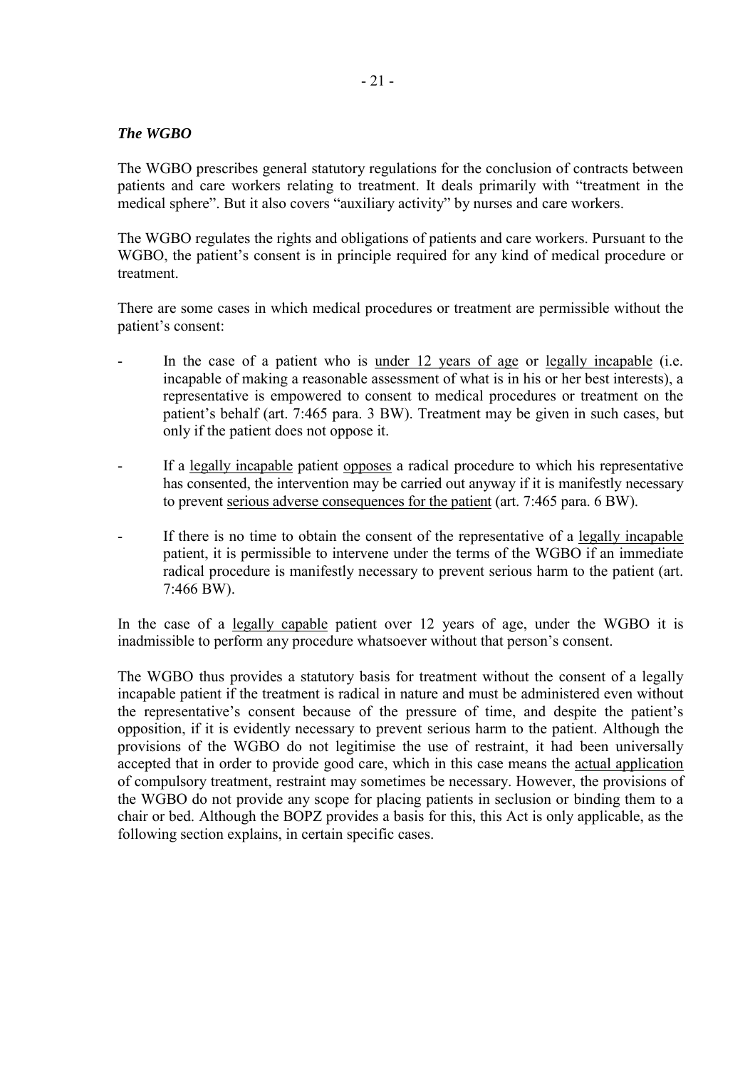### *The WGBO*

The WGBO prescribes general statutory regulations for the conclusion of contracts between patients and care workers relating to treatment. It deals primarily with "treatment in the medical sphere". But it also covers "auxiliary activity" by nurses and care workers.

The WGBO regulates the rights and obligations of patients and care workers. Pursuant to the WGBO, the patient's consent is in principle required for any kind of medical procedure or treatment.

There are some cases in which medical procedures or treatment are permissible without the patient's consent:

- In the case of a patient who is <u>under 12 years of age</u> or <u>legally incapable</u> (i.e. incapable of making a reasonable assessment of what is in his or her best interests), a representative is empowered to consent to medical procedures or treatment on the patient's behalf (art. 7:465 para. 3 BW). Treatment may be given in such cases, but only if the patient does not oppose it.

- If a <u>legally incapable</u> patient <u>opposes</u> a radical procedure to which his representative has consented, the intervention may be carried out anyway if it is manifestly necessary to prevent <u>serious adverse consequences for the patient</u> (art. 7:465 para. 6 BW).

- If there is no time to obtain the consent of the representative of a <u>legally incapable</u> patient, it is permissible to intervene under the terms of the WGBO if an immediate radical procedure is manifestly necessary to prevent serious harm to the patient (art. 7:466 BW).

In the case of a <u>legally capable</u> patient over 12 years of age, under the WGBO it is inadmissible to perform any procedure whatsoever without that person's consent.

The WGBO thus provides a statutory basis for treatment without the consent of a legally incapable patient if the treatment is radical in nature and must be administered even without the representative's consent because of the pressure of time, and despite the patient's opposition, if it is evidently necessary to prevent serious harm to the patient. Although the provisions of the WGBO do not legitimise the use of restraint, it had been universally accepted that in order to provide good care, which in this case means the <u>actual application</u> of compulsory treatment, restraint may sometimes be necessary. However, the provisions of the WGBO do not provide any scope for placing patients in seclusion or binding them to a chair or bed. Although the BOPZ provides a basis for this, this Act is only applicable, as the following section explains, in certain specific cases.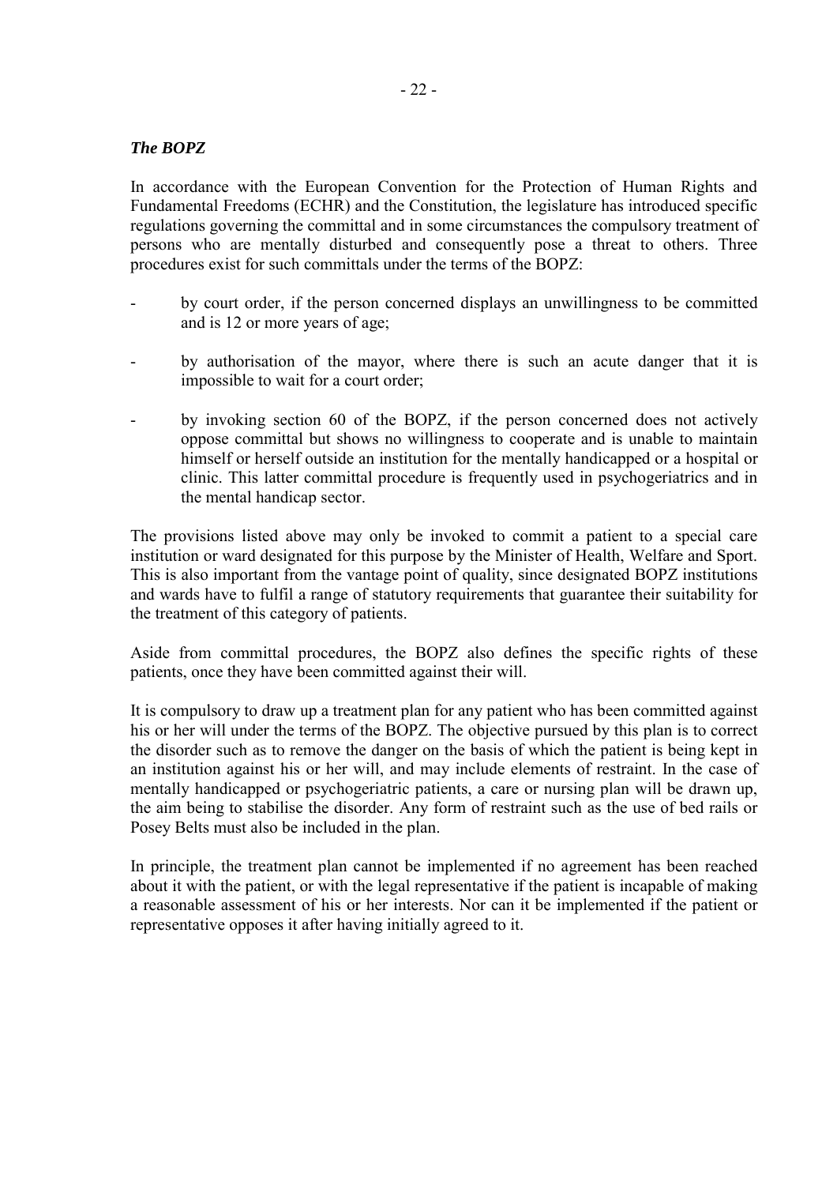### *The BOPZ*

In accordance with the European Convention for the Protection of Human Rights and Fundamental Freedoms (ECHR) and the Constitution, the legislature has introduced specific regulations governing the committal and in some circumstances the compulsory treatment of persons who are mentally disturbed and consequently pose a threat to others. Three procedures exist for such committals under the terms of the BOPZ:

- by court order, if the person concerned displays an unwillingness to be committed and is 12 or more years of age;
- by authorisation of the mayor, where there is such an acute danger that it is impossible to wait for a court order;
- by invoking section 60 of the BOPZ, if the person concerned does not actively oppose committal but shows no willingness to cooperate and is unable to maintain himself or herself outside an institution for the mentally handicapped or a hospital or clinic. This latter committal procedure is frequently used in psychogeriatrics and in the mental handicap sector.

The provisions listed above may only be invoked to commit a patient to a special care institution or ward designated for this purpose by the Minister of Health, Welfare and Sport. This is also important from the vantage point of quality, since designated BOPZ institutions and wards have to fulfil a range of statutory requirements that guarantee their suitability for the treatment of this category of patients.

Aside from committal procedures, the BOPZ also defines the specific rights of these patients, once they have been committed against their will.

It is compulsory to draw up a treatment plan for any patient who has been committed against his or her will under the terms of the BOPZ. The objective pursued by this plan is to correct the disorder such as to remove the danger on the basis of which the patient is being kept in an institution against his or her will, and may include elements of restraint. In the case of mentally handicapped or psychogeriatric patients, a care or nursing plan will be drawn up, the aim being to stabilise the disorder. Any form of restraint such as the use of bed rails or Posey Belts must also be included in the plan.

In principle, the treatment plan cannot be implemented if no agreement has been reached about it with the patient, or with the legal representative if the patient is incapable of making a reasonable assessment of his or her interests. Nor can it be implemented if the patient or representative opposes it after having initially agreed to it.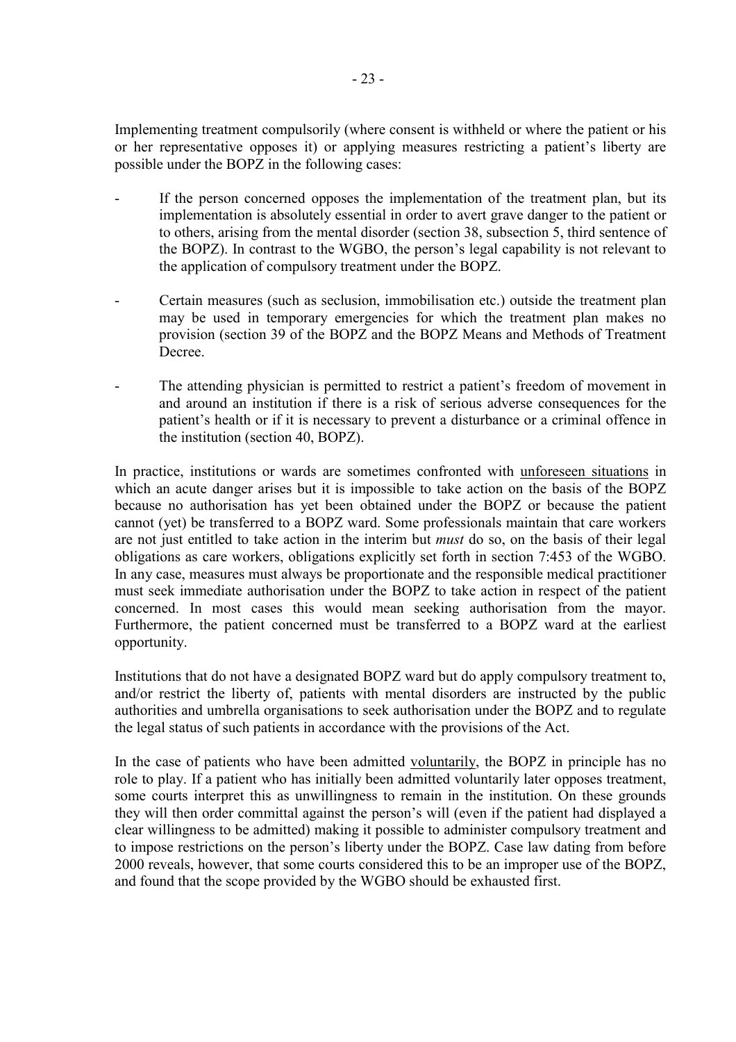Implementing treatment compulsorily (where consent is withheld or where the patient or his or her representative opposes it) or applying measures restricting a patient's liberty are possible under the BOPZ in the following cases:

- If the person concerned opposes the implementation of the treatment plan, but its implementation is absolutely essential in order to avert grave danger to the patient or to others, arising from the mental disorder (section 38, subsection 5, third sentence of the BOPZ). In contrast to the WGBO, the person's legal capability is not relevant to the application of compulsory treatment under the BOPZ.
- Certain measures (such as seclusion, immobilisation etc.) outside the treatment plan may be used in temporary emergencies for which the treatment plan makes no provision (section 39 of the BOPZ and the BOPZ Means and Methods of Treatment Decree.
- The attending physician is permitted to restrict a patient's freedom of movement in and around an institution if there is a risk of serious adverse consequences for the patient's health or if it is necessary to prevent a disturbance or a criminal offence in the institution (section 40, BOPZ).

In practice, institutions or wards are sometimes confronted with <u>unforeseen situations</u> in which an acute danger arises but it is impossible to take action on the basis of the BOPZ because no authorisation has yet been obtained under the BOPZ or because the patient cannot (yet) be transferred to a BOPZ ward. Some professionals maintain that care workers are not just entitled to take action in the interim but *must* do so, on the basis of their legal obligations as care workers, obligations explicitly set forth in section 7:453 of the WGBO. In any case, measures must always be proportionate and the responsible medical practitioner must seek immediate authorisation under the BOPZ to take action in respect of the patient concerned. In most cases this would mean seeking authorisation from the mayor. Furthermore, the patient concerned must be transferred to a BOPZ ward at the earliest opportunity.

Institutions that do not have a designated BOPZ ward but do apply compulsory treatment to, and/or restrict the liberty of, patients with mental disorders are instructed by the public authorities and umbrella organisations to seek authorisation under the BOPZ and to regulate the legal status of such patients in accordance with the provisions of the Act.

In the case of patients who have been admitted <u>voluntarily</u>, the BOPZ in principle has no role to play. If a patient who has initially been admitted voluntarily later opposes treatment, some courts interpret this as unwillingness to remain in the institution. On these grounds they will then order committal against the person's will (even if the patient had displayed a clear willingness to be admitted) making it possible to administer compulsory treatment and to impose restrictions on the person's liberty under the BOPZ. Case law dating from before 2000 reveals, however, that some courts considered this to be an improper use of the BOPZ, and found that the scope provided by the WGBO should be exhausted first.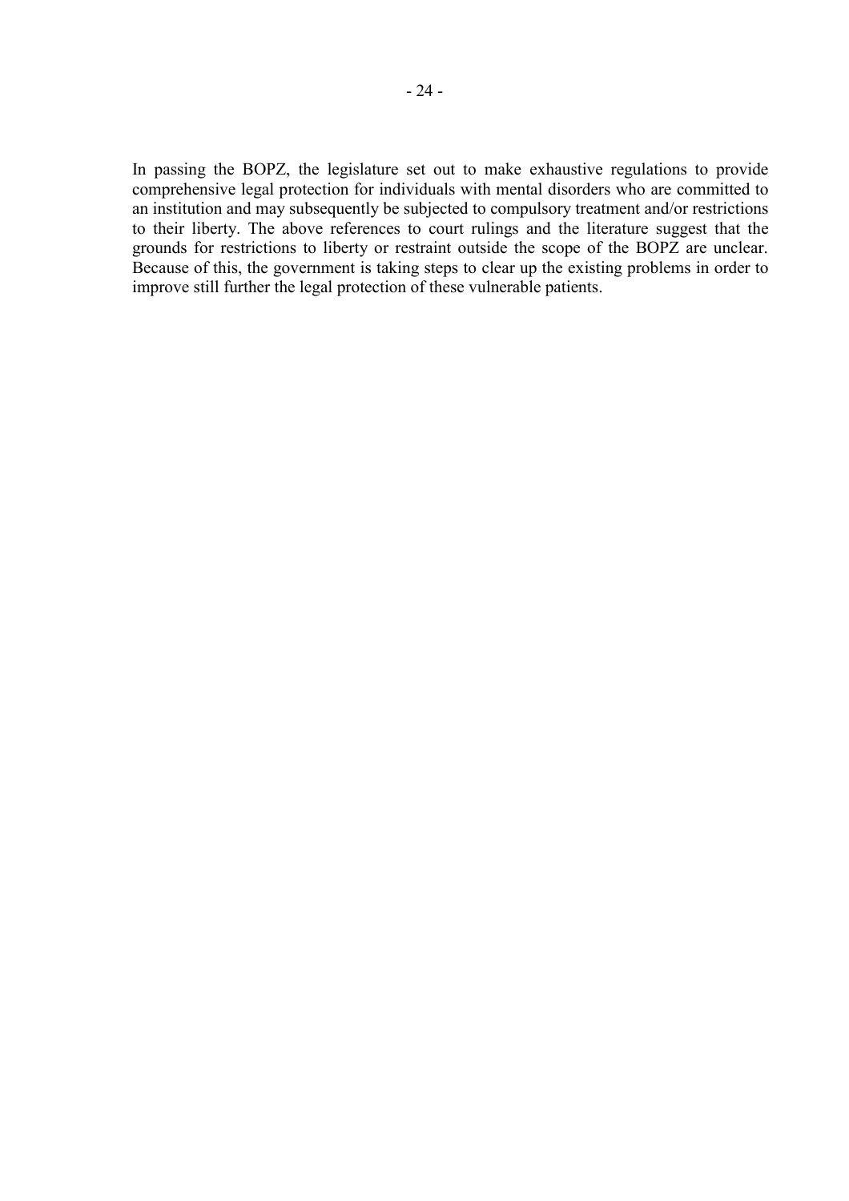In passing the BOPZ, the legislature set out to make exhaustive regulations to provide comprehensive legal protection for individuals with mental disorders who are committed to an institution and may subsequently be subjected to compulsory treatment and/or restrictions to their liberty. The above references to court rulings and the literature suggest that the grounds for restrictions to liberty or restraint outside the scope of the BOPZ are unclear. Because of this, the government is taking steps to clear up the existing problems in order to improve still further the legal protection of these vulnerable patients.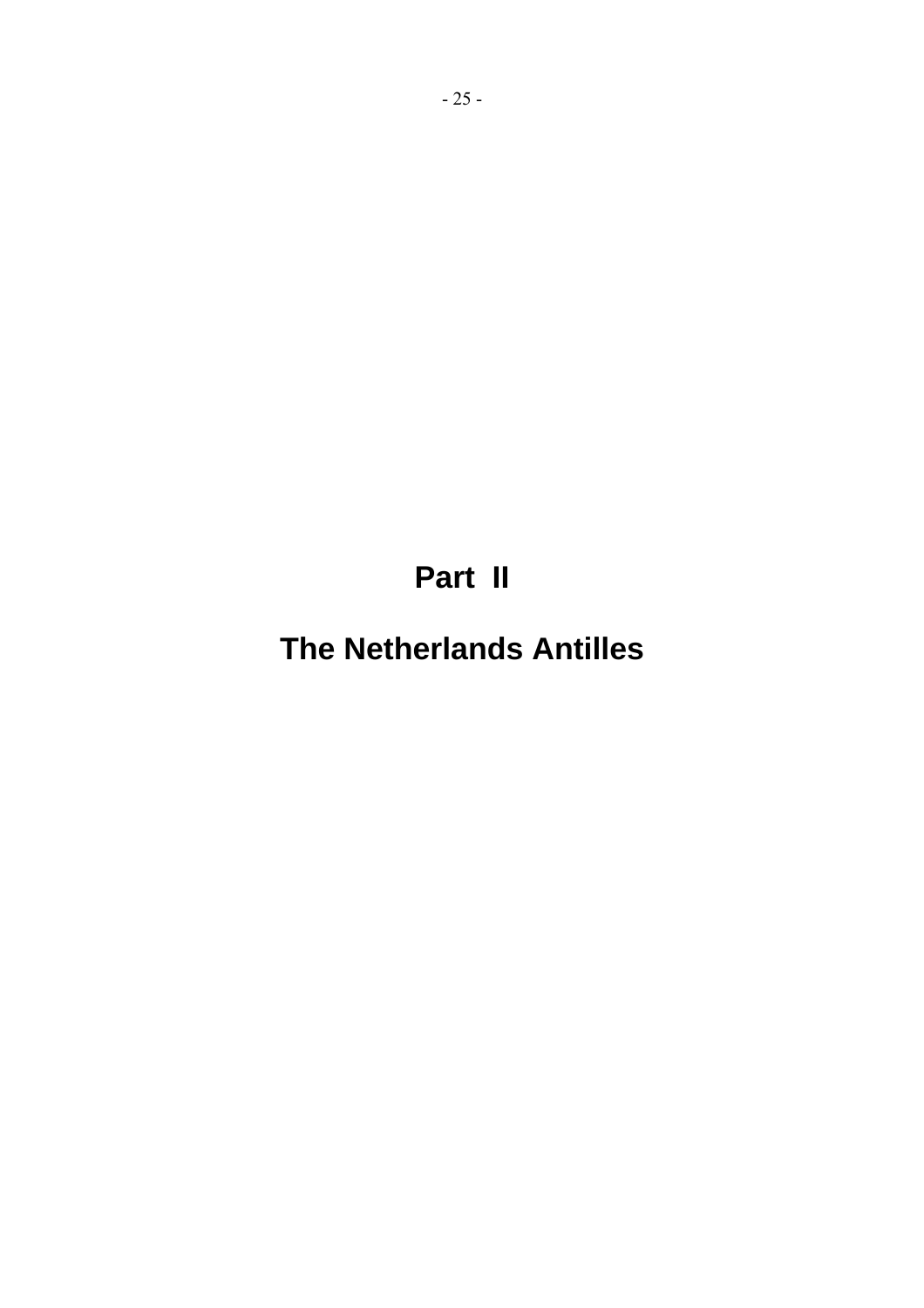# Part II

# The Netherlands Antilles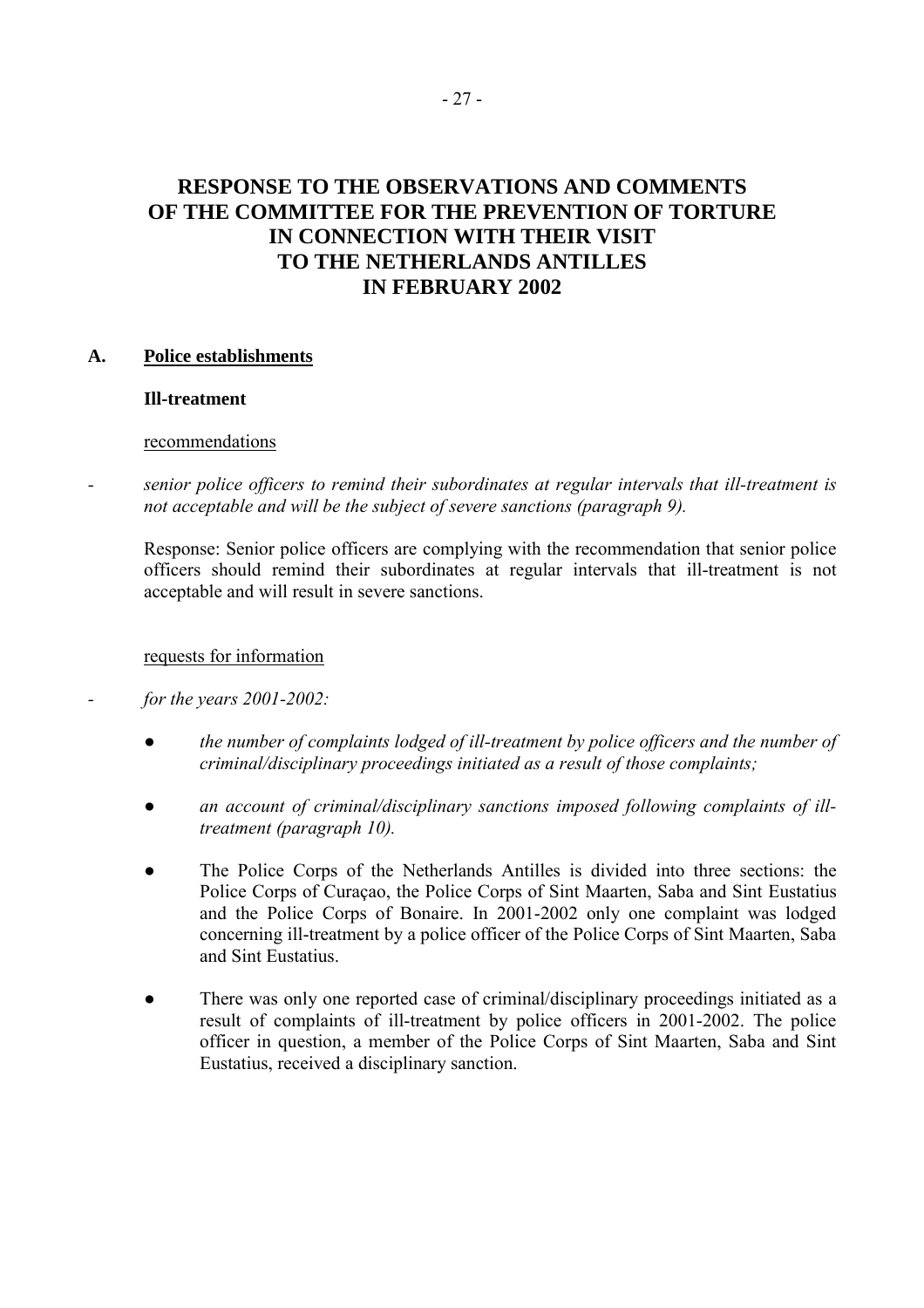# RESPONSE TO THE OBSERVATIONS AND COMMENTS OF THE COMMITTEE FOR THE PREVENTION OF TORTURE IN CONNECTION WITH THEIR VISIT TO THE NETHERLANDS ANTILLES IN FEBRUARY 2002

## A. Police establishments

### Ill-treatment

recommendations

- *senior police officers to remind their subordinates at regular intervals that ill-treatment is not acceptable and will be the subject of severe sanctions (paragraph 9).*

  Response: Senior police officers are complying with the recommendation that senior police officers should remind their subordinates at regular intervals that ill-treatment is not acceptable and will result in severe sanctions.

requests for information

- *for the years 2001-2002:*

  - *the number of complaints lodged of ill-treatment by police officers and the number of criminal/disciplinary proceedings initiated as a result of those complaints;*

  - *an account of criminal/disciplinary sanctions imposed following complaints of ill-treatment (paragraph 10).*

  - The Police Corps of the Netherlands Antilles is divided into three sections: the Police Corps of Curaçao, the Police Corps of Sint Maarten, Saba and Sint Eustatius and the Police Corps of Bonaire. In 2001-2002 only one complaint was lodged concerning ill-treatment by a police officer of the Police Corps of Sint Maarten, Saba and Sint Eustatius.

  - There was only one reported case of criminal/disciplinary proceedings initiated as a result of complaints of ill-treatment by police officers in 2001-2002. The police officer in question, a member of the Police Corps of Sint Maarten, Saba and Sint Eustatius, received a disciplinary sanction.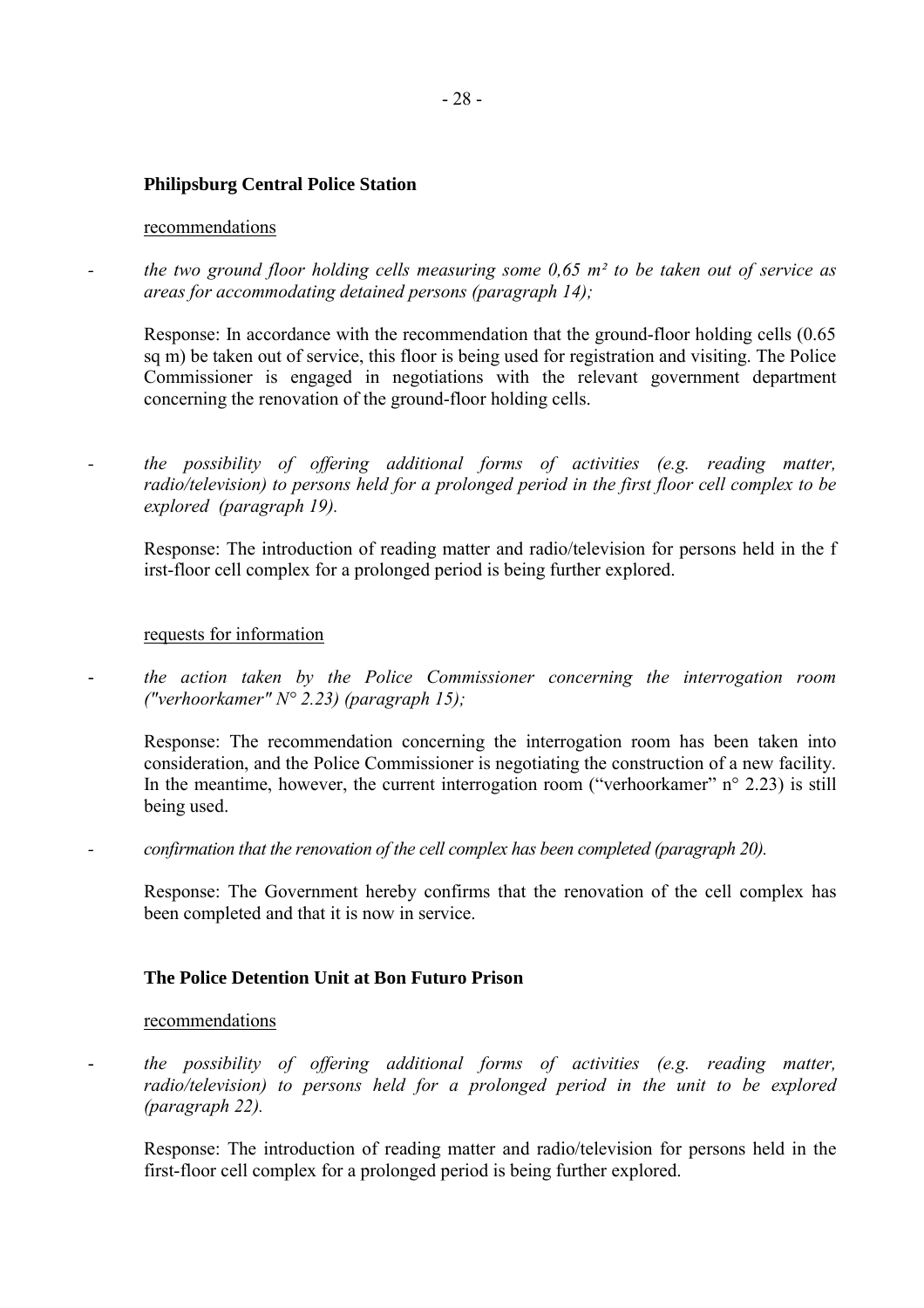**Philipsburg Central Police Station**

recommendations

- *the two ground floor holding cells measuring some 0,65 m² to be taken out of service as areas for accommodating detained persons (paragraph 14);*

  Response: In accordance with the recommendation that the ground-floor holding cells (0.65 sq m) be taken out of service, this floor is being used for registration and visiting. The Police Commissioner is engaged in negotiations with the relevant government department concerning the renovation of the ground-floor holding cells.

- *the possibility of offering additional forms of activities (e.g. reading matter, radio/television) to persons held for a prolonged period in the first floor cell complex to be explored (paragraph 19).*

  Response: The introduction of reading matter and radio/television for persons held in the f irst-floor cell complex for a prolonged period is being further explored.

requests for information

- *the action taken by the Police Commissioner concerning the interrogation room ("verhoorkamer" N° 2.23) (paragraph 15);*

  Response: The recommendation concerning the interrogation room has been taken into consideration, and the Police Commissioner is negotiating the construction of a new facility. In the meantime, however, the current interrogation room ("verhoorkamer" n° 2.23) is still being used.

- *confirmation that the renovation of the cell complex has been completed (paragraph 20).*

  Response: The Government hereby confirms that the renovation of the cell complex has been completed and that it is now in service.

**The Police Detention Unit at Bon Futuro Prison**

recommendations

- *the possibility of offering additional forms of activities (e.g. reading matter, radio/television) to persons held for a prolonged period in the unit to be explored (paragraph 22).*

  Response: The introduction of reading matter and radio/television for persons held in the first-floor cell complex for a prolonged period is being further explored.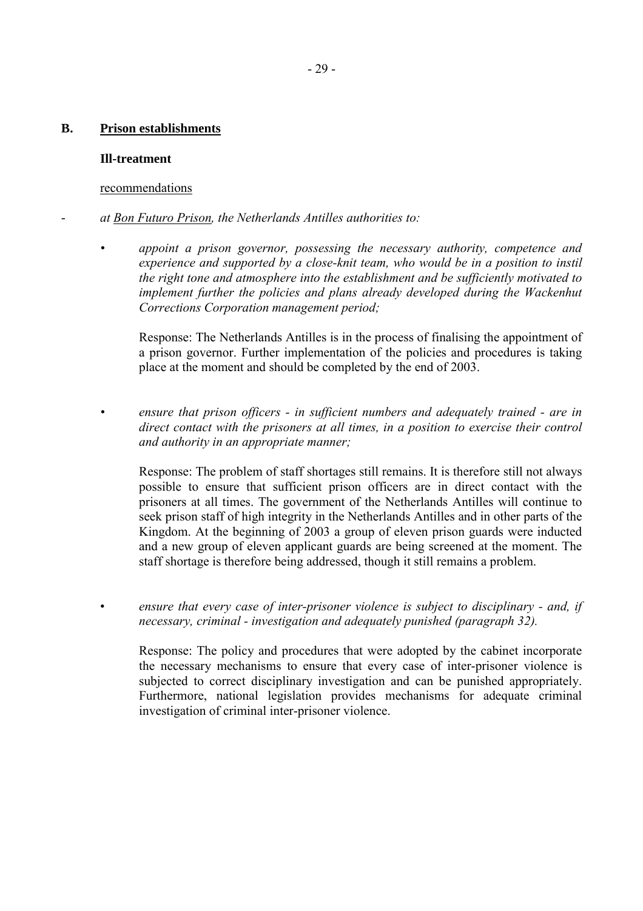## B. Prison establishments

### Ill-treatment

recommendations

- *at Bon Futuro Prison, the Netherlands Antilles authorities to:*

  - *appoint a prison governor, possessing the necessary authority, competence and experience and supported by a close-knit team, who would be in a position to instil the right tone and atmosphere into the establishment and be sufficiently motivated to implement further the policies and plans already developed during the Wackenhut Corrections Corporation management period;*

    Response: The Netherlands Antilles is in the process of finalising the appointment of a prison governor. Further implementation of the policies and procedures is taking place at the moment and should be completed by the end of 2003.

  - *ensure that prison officers - in sufficient numbers and adequately trained - are in direct contact with the prisoners at all times, in a position to exercise their control and authority in an appropriate manner;*

    Response: The problem of staff shortages still remains. It is therefore still not always possible to ensure that sufficient prison officers are in direct contact with the prisoners at all times. The government of the Netherlands Antilles will continue to seek prison staff of high integrity in the Netherlands Antilles and in other parts of the Kingdom. At the beginning of 2003 a group of eleven prison guards were inducted and a new group of eleven applicant guards are being screened at the moment. The staff shortage is therefore being addressed, though it still remains a problem.

  - *ensure that every case of inter-prisoner violence is subject to disciplinary - and, if necessary, criminal - investigation and adequately punished (paragraph 32).*

    Response: The policy and procedures that were adopted by the cabinet incorporate the necessary mechanisms to ensure that every case of inter-prisoner violence is subjected to correct disciplinary investigation and can be punished appropriately. Furthermore, national legislation provides mechanisms for adequate criminal investigation of criminal inter-prisoner violence.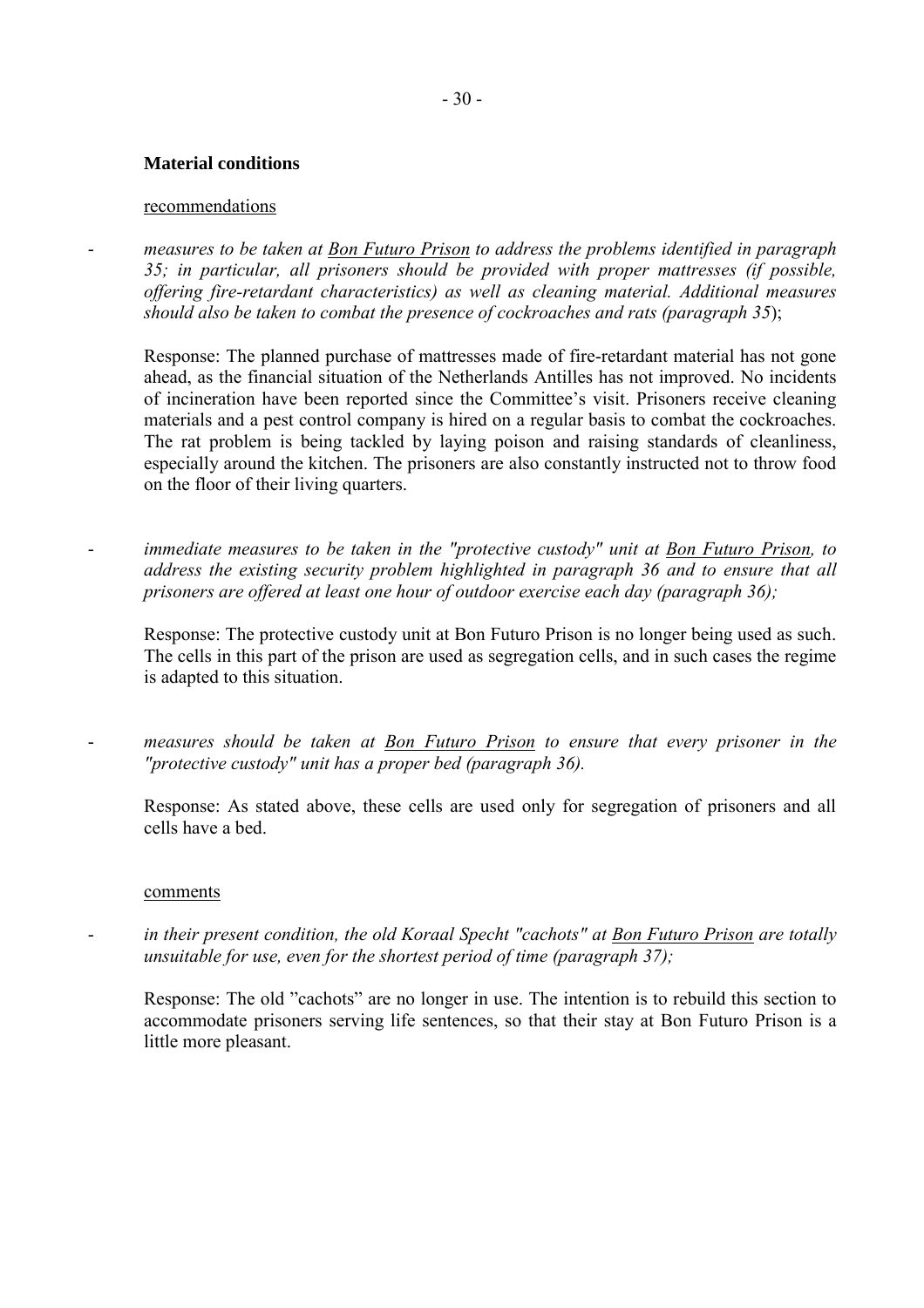**Material conditions**

recommendations

- *measures to be taken at Bon Futuro Prison to address the problems identified in paragraph 35; in particular, all prisoners should be provided with proper mattresses (if possible, offering fire-retardant characteristics) as well as cleaning material. Additional measures should also be taken to combat the presence of cockroaches and rats (paragraph 35*);

  Response: The planned purchase of mattresses made of fire-retardant material has not gone ahead, as the financial situation of the Netherlands Antilles has not improved. No incidents of incineration have been reported since the Committee's visit. Prisoners receive cleaning materials and a pest control company is hired on a regular basis to combat the cockroaches. The rat problem is being tackled by laying poison and raising standards of cleanliness, especially around the kitchen. The prisoners are also constantly instructed not to throw food on the floor of their living quarters.

- *immediate measures to be taken in the "protective custody" unit at Bon Futuro Prison, to address the existing security problem highlighted in paragraph 36 and to ensure that all prisoners are offered at least one hour of outdoor exercise each day (paragraph 36);*

  Response: The protective custody unit at Bon Futuro Prison is no longer being used as such. The cells in this part of the prison are used as segregation cells, and in such cases the regime is adapted to this situation.

- *measures should be taken at Bon Futuro Prison to ensure that every prisoner in the "protective custody" unit has a proper bed (paragraph 36).*

  Response: As stated above, these cells are used only for segregation of prisoners and all cells have a bed.

comments

- *in their present condition, the old Koraal Specht "cachots" at Bon Futuro Prison are totally unsuitable for use, even for the shortest period of time (paragraph 37);*

  Response: The old "cachots" are no longer in use. The intention is to rebuild this section to accommodate prisoners serving life sentences, so that their stay at Bon Futuro Prison is a little more pleasant.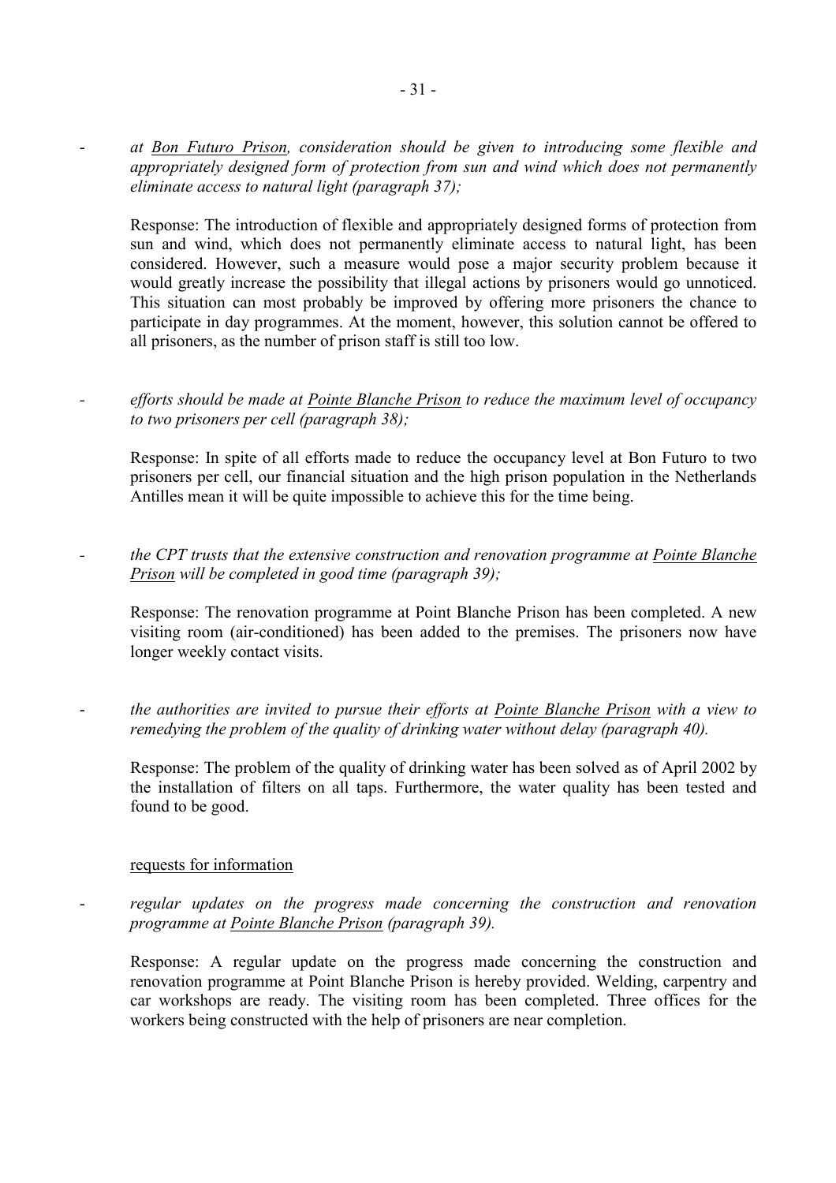- *at Bon Futuro Prison, consideration should be given to introducing some flexible and appropriately designed form of protection from sun and wind which does not permanently eliminate access to natural light (paragraph 37);*

  Response: The introduction of flexible and appropriately designed forms of protection from sun and wind, which does not permanently eliminate access to natural light, has been considered. However, such a measure would pose a major security problem because it would greatly increase the possibility that illegal actions by prisoners would go unnoticed. This situation can most probably be improved by offering more prisoners the chance to participate in day programmes. At the moment, however, this solution cannot be offered to all prisoners, as the number of prison staff is still too low.

- *efforts should be made at Pointe Blanche Prison to reduce the maximum level of occupancy to two prisoners per cell (paragraph 38);*

  Response: In spite of all efforts made to reduce the occupancy level at Bon Futuro to two prisoners per cell, our financial situation and the high prison population in the Netherlands Antilles mean it will be quite impossible to achieve this for the time being.

- *the CPT trusts that the extensive construction and renovation programme at Pointe Blanche Prison will be completed in good time (paragraph 39);*

  Response: The renovation programme at Point Blanche Prison has been completed. A new visiting room (air-conditioned) has been added to the premises. The prisoners now have longer weekly contact visits.

- *the authorities are invited to pursue their efforts at Pointe Blanche Prison with a view to remedying the problem of the quality of drinking water without delay (paragraph 40).*

  Response: The problem of the quality of drinking water has been solved as of April 2002 by the installation of filters on all taps. Furthermore, the water quality has been tested and found to be good.

requests for information

- *regular updates on the progress made concerning the construction and renovation programme at Pointe Blanche Prison (paragraph 39).*

  Response: A regular update on the progress made concerning the construction and renovation programme at Point Blanche Prison is hereby provided. Welding, carpentry and car workshops are ready. The visiting room has been completed. Three offices for the workers being constructed with the help of prisoners are near completion.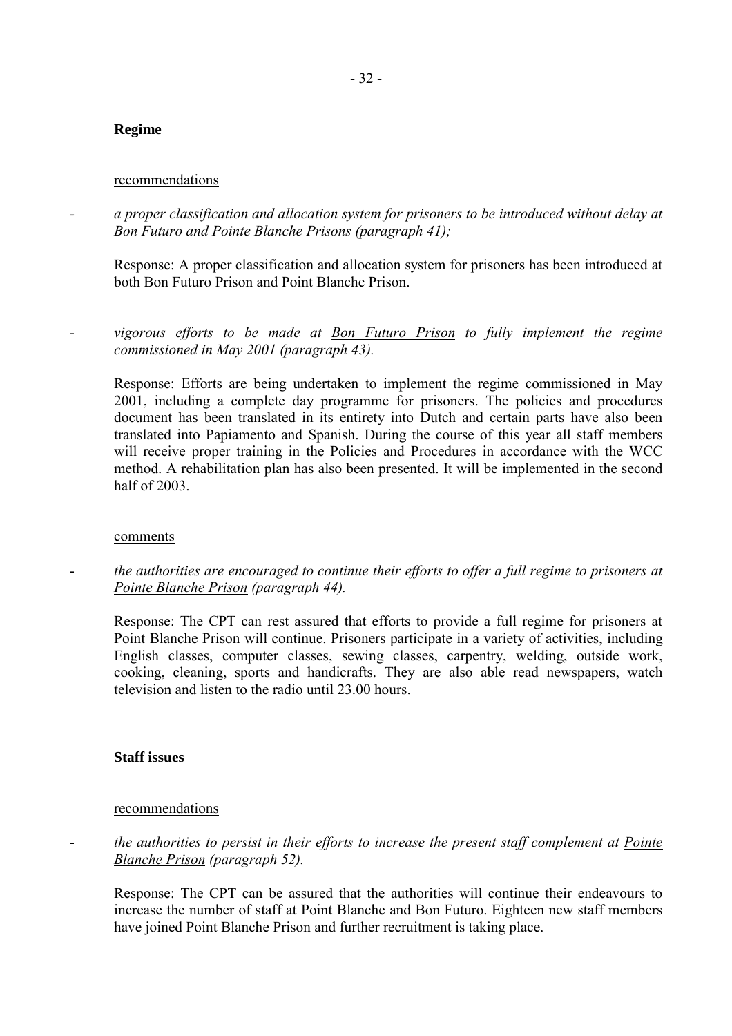**Regime**

recommendations

- *a proper classification and allocation system for prisoners to be introduced without delay at Bon Futuro and Pointe Blanche Prisons (paragraph 41);*

  Response: A proper classification and allocation system for prisoners has been introduced at both Bon Futuro Prison and Point Blanche Prison.

- *vigorous efforts to be made at Bon Futuro Prison to fully implement the regime commissioned in May 2001 (paragraph 43).*

  Response: Efforts are being undertaken to implement the regime commissioned in May 2001, including a complete day programme for prisoners. The policies and procedures document has been translated in its entirety into Dutch and certain parts have also been translated into Papiamento and Spanish. During the course of this year all staff members will receive proper training in the Policies and Procedures in accordance with the WCC method. A rehabilitation plan has also been presented. It will be implemented in the second half of 2003.

comments

- *the authorities are encouraged to continue their efforts to offer a full regime to prisoners at Pointe Blanche Prison (paragraph 44).*

  Response: The CPT can rest assured that efforts to provide a full regime for prisoners at Point Blanche Prison will continue. Prisoners participate in a variety of activities, including English classes, computer classes, sewing classes, carpentry, welding, outside work, cooking, cleaning, sports and handicrafts. They are also able read newspapers, watch television and listen to the radio until 23.00 hours.

**Staff issues**

recommendations

- *the authorities to persist in their efforts to increase the present staff complement at Pointe Blanche Prison (paragraph 52).*

  Response: The CPT can be assured that the authorities will continue their endeavours to increase the number of staff at Point Blanche and Bon Futuro. Eighteen new staff members have joined Point Blanche Prison and further recruitment is taking place.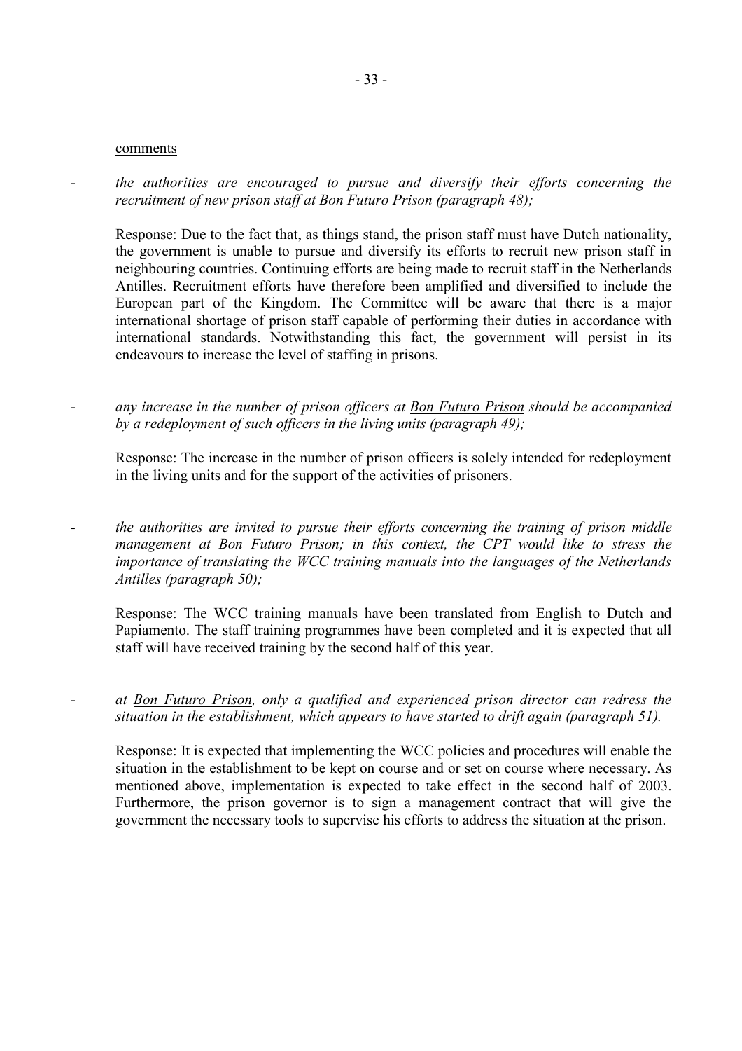comments

- *the authorities are encouraged to pursue and diversify their efforts concerning the recruitment of new prison staff at Bon Futuro Prison (paragraph 48);*

  Response: Due to the fact that, as things stand, the prison staff must have Dutch nationality, the government is unable to pursue and diversify its efforts to recruit new prison staff in neighbouring countries. Continuing efforts are being made to recruit staff in the Netherlands Antilles. Recruitment efforts have therefore been amplified and diversified to include the European part of the Kingdom. The Committee will be aware that there is a major international shortage of prison staff capable of performing their duties in accordance with international standards. Notwithstanding this fact, the government will persist in its endeavours to increase the level of staffing in prisons.

- *any increase in the number of prison officers at Bon Futuro Prison should be accompanied by a redeployment of such officers in the living units (paragraph 49);*

  Response: The increase in the number of prison officers is solely intended for redeployment in the living units and for the support of the activities of prisoners.

- *the authorities are invited to pursue their efforts concerning the training of prison middle management at Bon Futuro Prison; in this context, the CPT would like to stress the importance of translating the WCC training manuals into the languages of the Netherlands Antilles (paragraph 50);*

  Response: The WCC training manuals have been translated from English to Dutch and Papiamento. The staff training programmes have been completed and it is expected that all staff will have received training by the second half of this year.

- *at Bon Futuro Prison, only a qualified and experienced prison director can redress the situation in the establishment, which appears to have started to drift again (paragraph 51).*

  Response: It is expected that implementing the WCC policies and procedures will enable the situation in the establishment to be kept on course and or set on course where necessary. As mentioned above, implementation is expected to take effect in the second half of 2003. Furthermore, the prison governor is to sign a management contract that will give the government the necessary tools to supervise his efforts to address the situation at the prison.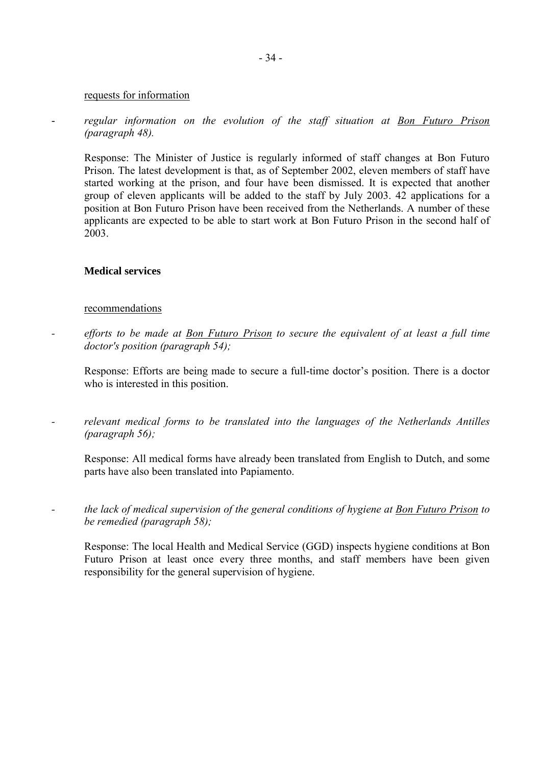requests for information

- *regular information on the evolution of the staff situation at Bon Futuro Prison (paragraph 48).*

  Response: The Minister of Justice is regularly informed of staff changes at Bon Futuro Prison. The latest development is that, as of September 2002, eleven members of staff have started working at the prison, and four have been dismissed. It is expected that another group of eleven applicants will be added to the staff by July 2003. 42 applications for a position at Bon Futuro Prison have been received from the Netherlands. A number of these applicants are expected to be able to start work at Bon Futuro Prison in the second half of 2003.

**Medical services**

recommendations

- *efforts to be made at Bon Futuro Prison to secure the equivalent of at least a full time doctor's position (paragraph 54);*

  Response: Efforts are being made to secure a full-time doctor's position. There is a doctor who is interested in this position.

- *relevant medical forms to be translated into the languages of the Netherlands Antilles (paragraph 56);*

  Response: All medical forms have already been translated from English to Dutch, and some parts have also been translated into Papiamento.

- *the lack of medical supervision of the general conditions of hygiene at Bon Futuro Prison to be remedied (paragraph 58);*

  Response: The local Health and Medical Service (GGD) inspects hygiene conditions at Bon Futuro Prison at least once every three months, and staff members have been given responsibility for the general supervision of hygiene.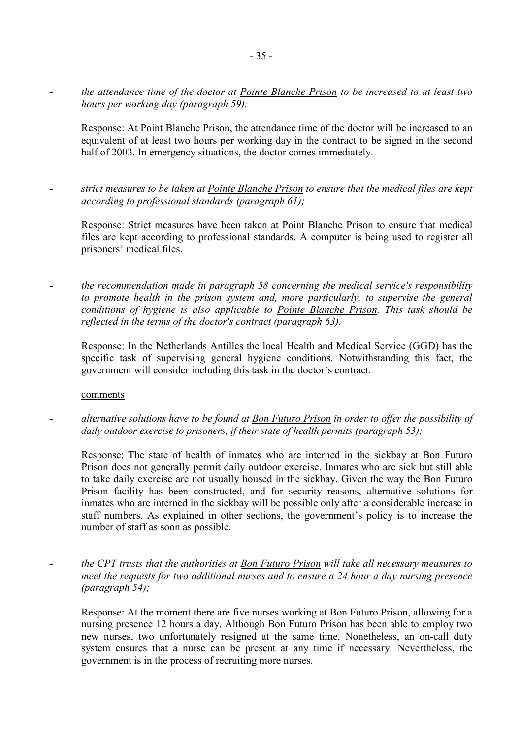- *the attendance time of the doctor at Pointe Blanche Prison to be increased to at least two hours per working day (paragraph 59);*

  Response: At Point Blanche Prison, the attendance time of the doctor will be increased to an equivalent of at least two hours per working day in the contract to be signed in the second half of 2003. In emergency situations, the doctor comes immediately.

- *strict measures to be taken at Pointe Blanche Prison to ensure that the medical files are kept according to professional standards (paragraph 61);*

  Response: Strict measures have been taken at Point Blanche Prison to ensure that medical files are kept according to professional standards. A computer is being used to register all prisoners' medical files.

- *the recommendation made in paragraph 58 concerning the medical service's responsibility to promote health in the prison system and, more particularly, to supervise the general conditions of hygiene is also applicable to Pointe Blanche Prison. This task should be reflected in the terms of the doctor's contract (paragraph 63).*

  Response: In the Netherlands Antilles the local Health and Medical Service (GGD) has the specific task of supervising general hygiene conditions. Notwithstanding this fact, the government will consider including this task in the doctor's contract.

comments

- *alternative solutions have to be found at Bon Futuro Prison in order to offer the possibility of daily outdoor exercise to prisoners, if their state of health permits (paragraph 53);*

  Response: The state of health of inmates who are interned in the sickbay at Bon Futuro Prison does not generally permit daily outdoor exercise. Inmates who are sick but still able to take daily exercise are not usually housed in the sickbay. Given the way the Bon Futuro Prison facility has been constructed, and for security reasons, alternative solutions for inmates who are interned in the sickbay will be possible only after a considerable increase in staff numbers. As explained in other sections, the government's policy is to increase the number of staff as soon as possible.

- *the CPT trusts that the authorities at Bon Futuro Prison will take all necessary measures to meet the requests for two additional nurses and to ensure a 24 hour a day nursing presence (paragraph 54);*

  Response: At the moment there are five nurses working at Bon Futuro Prison, allowing for a nursing presence 12 hours a day. Although Bon Futuro Prison has been able to employ two new nurses, two unfortunately resigned at the same time. Nonetheless, an on-call duty system ensures that a nurse can be present at any time if necessary. Nevertheless, the government is in the process of recruiting more nurses.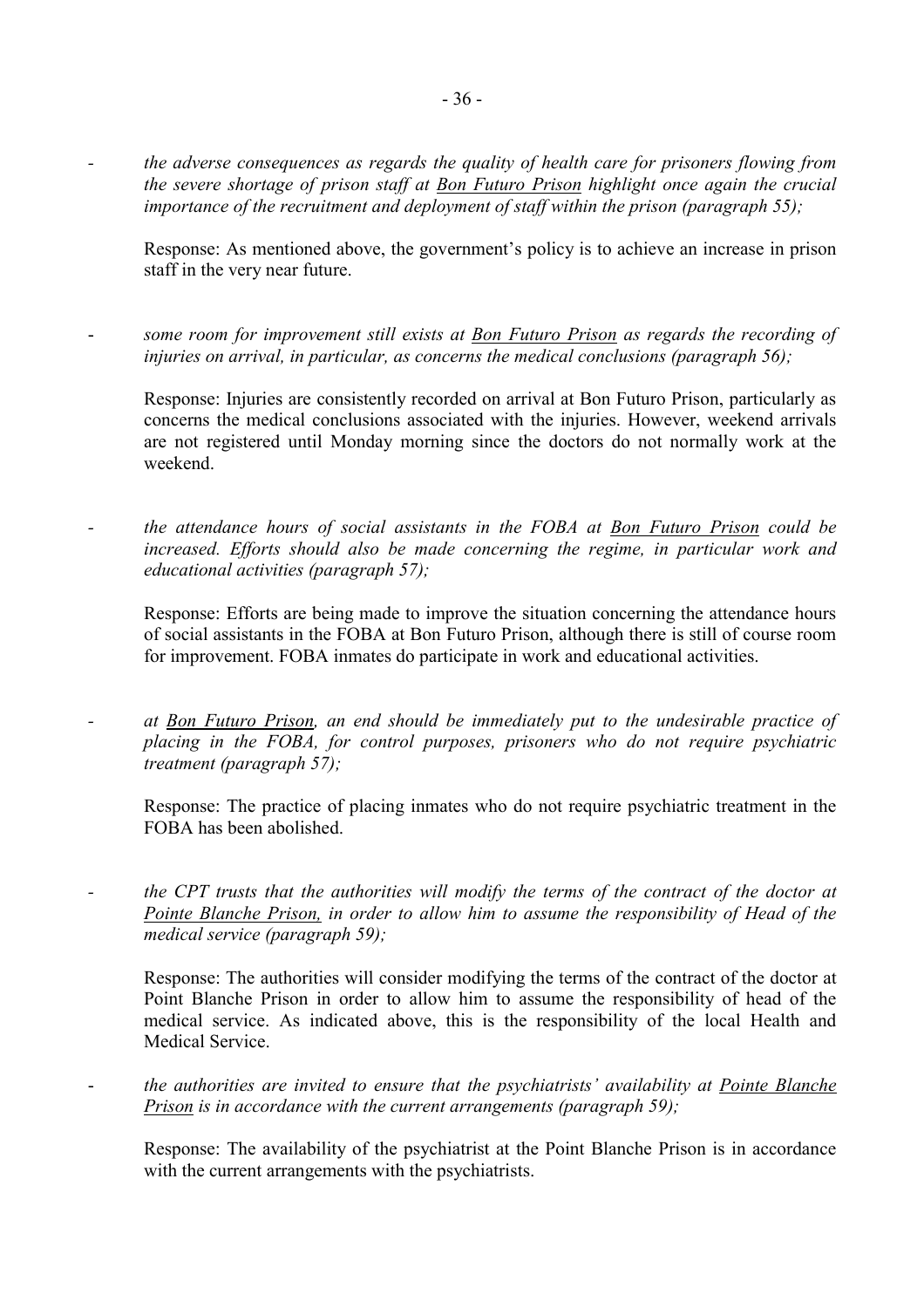- *the adverse consequences as regards the quality of health care for prisoners flowing from the severe shortage of prison staff at <u>Bon Futuro Prison</u> highlight once again the crucial importance of the recruitment and deployment of staff within the prison (paragraph 55);*

  Response: As mentioned above, the government's policy is to achieve an increase in prison staff in the very near future.

- *some room for improvement still exists at <u>Bon Futuro Prison</u> as regards the recording of injuries on arrival, in particular, as concerns the medical conclusions (paragraph 56);*

  Response: Injuries are consistently recorded on arrival at Bon Futuro Prison, particularly as concerns the medical conclusions associated with the injuries. However, weekend arrivals are not registered until Monday morning since the doctors do not normally work at the weekend.

- *the attendance hours of social assistants in the FOBA at <u>Bon Futuro Prison</u> could be increased. Efforts should also be made concerning the regime, in particular work and educational activities (paragraph 57);*

  Response: Efforts are being made to improve the situation concerning the attendance hours of social assistants in the FOBA at Bon Futuro Prison, although there is still of course room for improvement. FOBA inmates do participate in work and educational activities.

- *at <u>Bon Futuro Prison</u>, an end should be immediately put to the undesirable practice of placing in the FOBA, for control purposes, prisoners who do not require psychiatric treatment (paragraph 57);*

  Response: The practice of placing inmates who do not require psychiatric treatment in the FOBA has been abolished.

- *the CPT trusts that the authorities will modify the terms of the contract of the doctor at <u>Pointe Blanche Prison,</u> in order to allow him to assume the responsibility of Head of the medical service (paragraph 59);*

  Response: The authorities will consider modifying the terms of the contract of the doctor at Point Blanche Prison in order to allow him to assume the responsibility of head of the medical service. As indicated above, this is the responsibility of the local Health and Medical Service.

- *the authorities are invited to ensure that the psychiatrists' availability at <u>Pointe Blanche Prison</u> is in accordance with the current arrangements (paragraph 59);*

  Response: The availability of the psychiatrist at the Point Blanche Prison is in accordance with the current arrangements with the psychiatrists.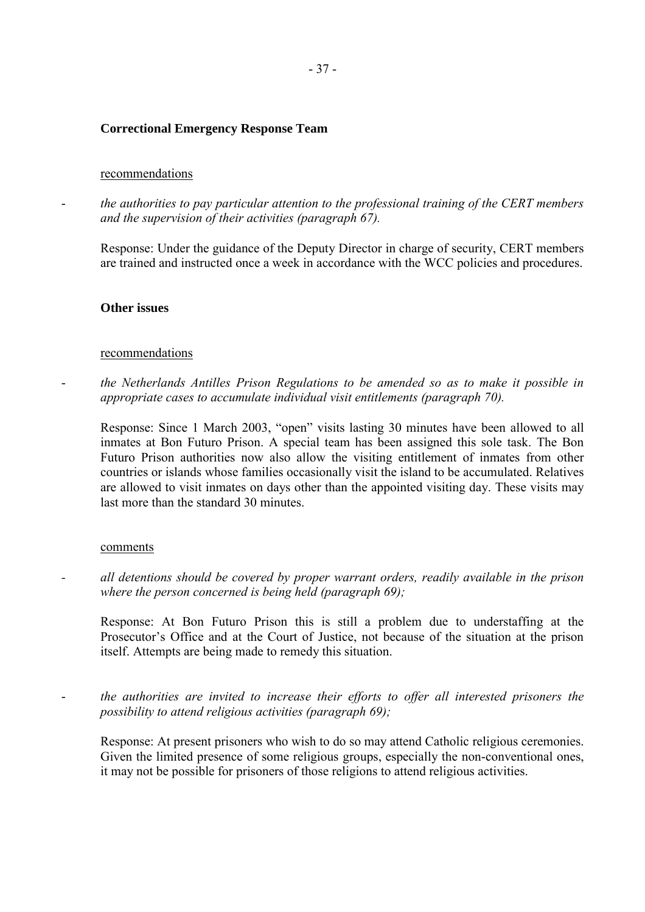**Correctional Emergency Response Team**

recommendations

- *the authorities to pay particular attention to the professional training of the CERT members and the supervision of their activities (paragraph 67).*

  Response: Under the guidance of the Deputy Director in charge of security, CERT members are trained and instructed once a week in accordance with the WCC policies and procedures.

**Other issues**

recommendations

- *the Netherlands Antilles Prison Regulations to be amended so as to make it possible in appropriate cases to accumulate individual visit entitlements (paragraph 70).*

  Response: Since 1 March 2003, "open" visits lasting 30 minutes have been allowed to all inmates at Bon Futuro Prison. A special team has been assigned this sole task. The Bon Futuro Prison authorities now also allow the visiting entitlement of inmates from other countries or islands whose families occasionally visit the island to be accumulated. Relatives are allowed to visit inmates on days other than the appointed visiting day. These visits may last more than the standard 30 minutes.

comments

- *all detentions should be covered by proper warrant orders, readily available in the prison where the person concerned is being held (paragraph 69);*

  Response: At Bon Futuro Prison this is still a problem due to understaffing at the Prosecutor's Office and at the Court of Justice, not because of the situation at the prison itself. Attempts are being made to remedy this situation.

- *the authorities are invited to increase their efforts to offer all interested prisoners the possibility to attend religious activities (paragraph 69);*

  Response: At present prisoners who wish to do so may attend Catholic religious ceremonies. Given the limited presence of some religious groups, especially the non-conventional ones, it may not be possible for prisoners of those religions to attend religious activities.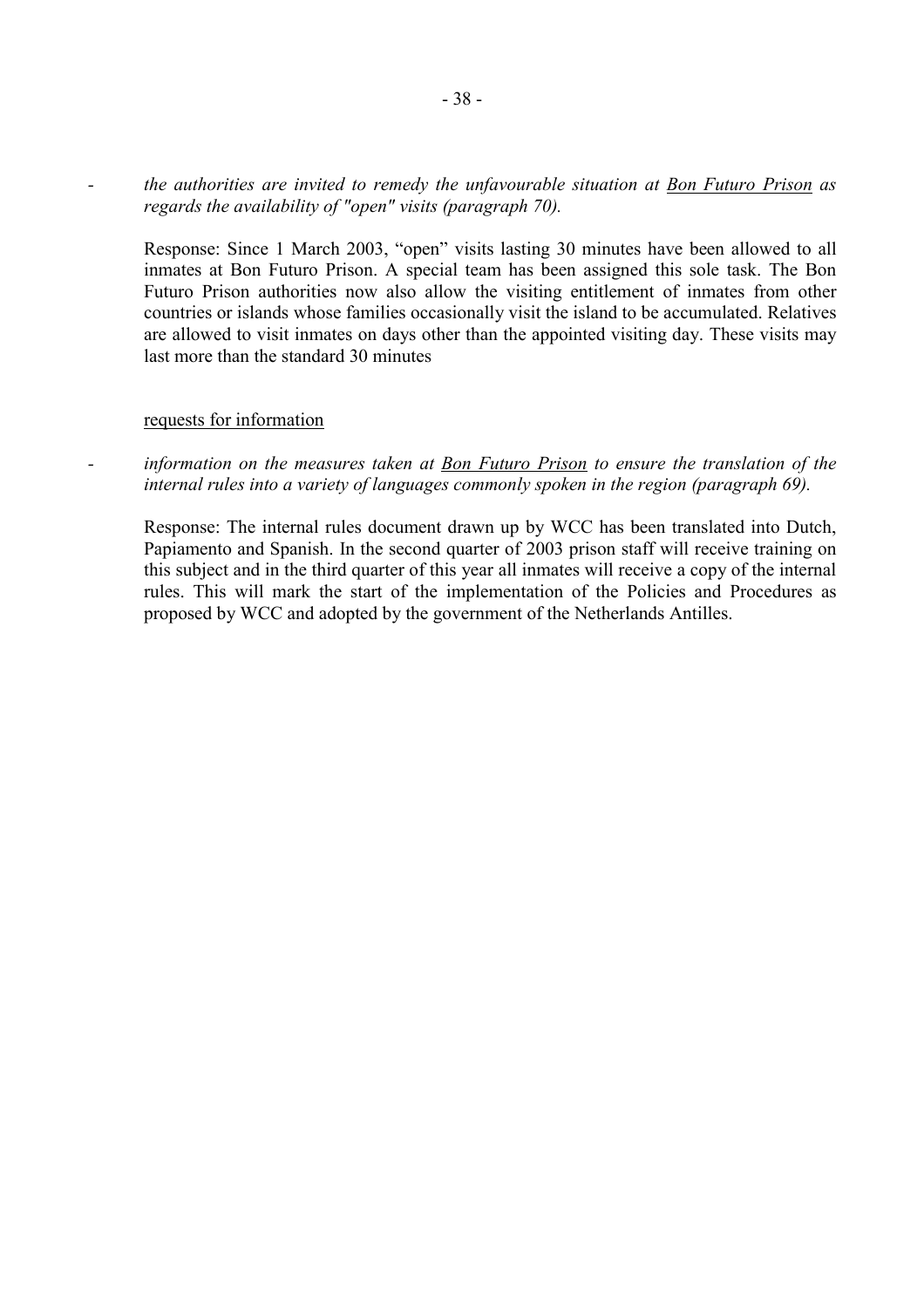- *the authorities are invited to remedy the unfavourable situation at Bon Futuro Prison as regards the availability of "open" visits (paragraph 70).*

  Response: Since 1 March 2003, "open" visits lasting 30 minutes have been allowed to all inmates at Bon Futuro Prison. A special team has been assigned this sole task. The Bon Futuro Prison authorities now also allow the visiting entitlement of inmates from other countries or islands whose families occasionally visit the island to be accumulated. Relatives are allowed to visit inmates on days other than the appointed visiting day. These visits may last more than the standard 30 minutes

requests for information

- *information on the measures taken at Bon Futuro Prison to ensure the translation of the internal rules into a variety of languages commonly spoken in the region (paragraph 69).*

  Response: The internal rules document drawn up by WCC has been translated into Dutch, Papiamento and Spanish. In the second quarter of 2003 prison staff will receive training on this subject and in the third quarter of this year all inmates will receive a copy of the internal rules. This will mark the start of the implementation of the Policies and Procedures as proposed by WCC and adopted by the government of the Netherlands Antilles.